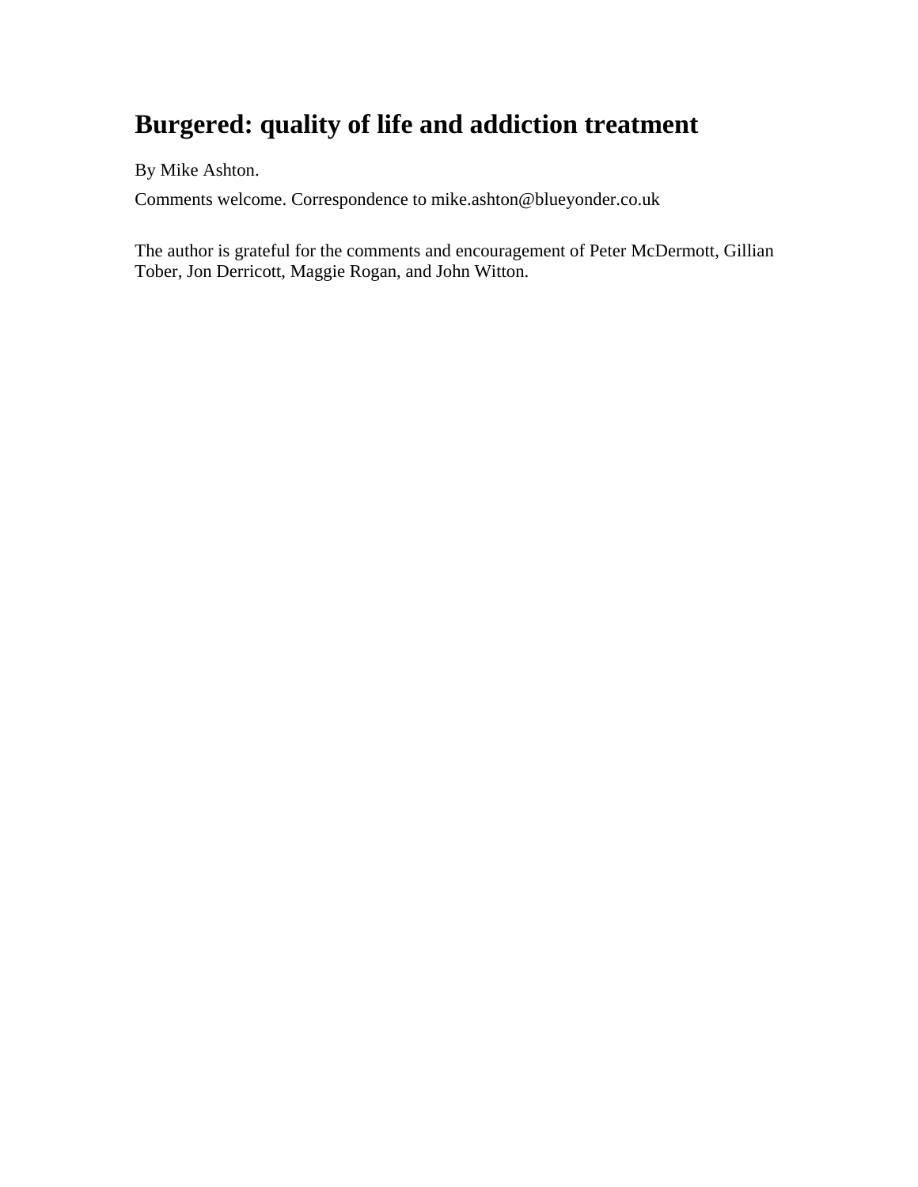# Burgered: quality of life and addiction treatment

By Mike Ashton.

Comments welcome. Correspondence to mike.ashton@blueyonder.co.uk

The author is grateful for the comments and encouragement of Peter McDermott, Gillian Tober, Jon Derricott, Maggie Rogan, and John Witton.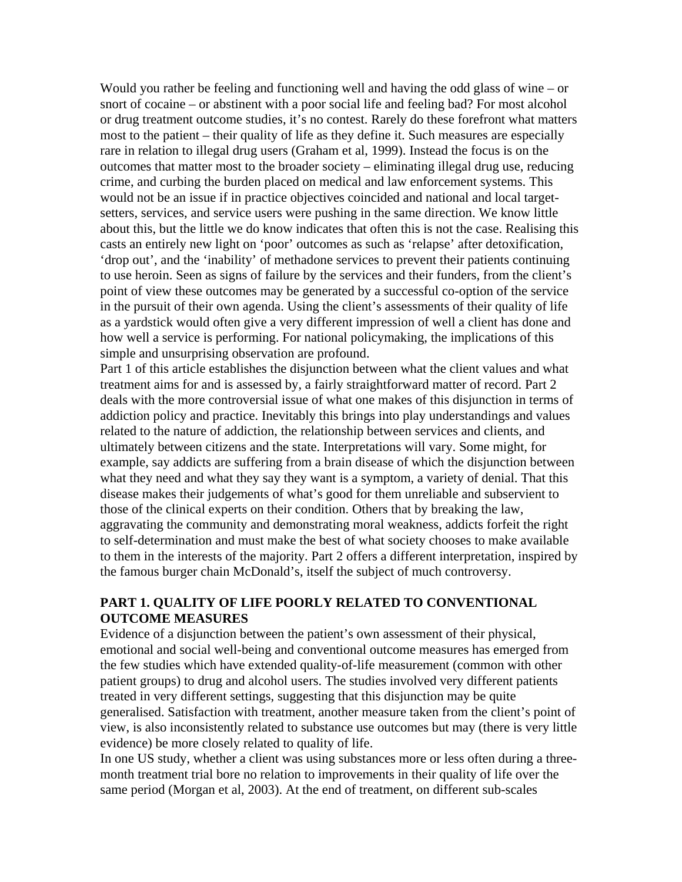Would you rather be feeling and functioning well and having the odd glass of wine – or snort of cocaine – or abstinent with a poor social life and feeling bad? For most alcohol or drug treatment outcome studies, it's no contest. Rarely do these forefront what matters most to the patient – their quality of life as they define it. Such measures are especially rare in relation to illegal drug users (Graham et al, 1999). Instead the focus is on the outcomes that matter most to the broader society – eliminating illegal drug use, reducing crime, and curbing the burden placed on medical and law enforcement systems. This would not be an issue if in practice objectives coincided and national and local target-setters, services, and service users were pushing in the same direction. We know little about this, but the little we do know indicates that often this is not the case. Realising this casts an entirely new light on 'poor' outcomes as such as 'relapse' after detoxification, 'drop out', and the 'inability' of methadone services to prevent their patients continuing to use heroin. Seen as signs of failure by the services and their funders, from the client's point of view these outcomes may be generated by a successful co-option of the service in the pursuit of their own agenda. Using the client's assessments of their quality of life as a yardstick would often give a very different impression of well a client has done and how well a service is performing. For national policymaking, the implications of this simple and unsurprising observation are profound.

Part 1 of this article establishes the disjunction between what the client values and what treatment aims for and is assessed by, a fairly straightforward matter of record. Part 2 deals with the more controversial issue of what one makes of this disjunction in terms of addiction policy and practice. Inevitably this brings into play understandings and values related to the nature of addiction, the relationship between services and clients, and ultimately between citizens and the state. Interpretations will vary. Some might, for example, say addicts are suffering from a brain disease of which the disjunction between what they need and what they say they want is a symptom, a variety of denial. That this disease makes their judgements of what's good for them unreliable and subservient to those of the clinical experts on their condition. Others that by breaking the law, aggravating the community and demonstrating moral weakness, addicts forfeit the right to self-determination and must make the best of what society chooses to make available to them in the interests of the majority. Part 2 offers a different interpretation, inspired by the famous burger chain McDonald's, itself the subject of much controversy.

## PART 1. QUALITY OF LIFE POORLY RELATED TO CONVENTIONAL OUTCOME MEASURES

Evidence of a disjunction between the patient's own assessment of their physical, emotional and social well-being and conventional outcome measures has emerged from the few studies which have extended quality-of-life measurement (common with other patient groups) to drug and alcohol users. The studies involved very different patients treated in very different settings, suggesting that this disjunction may be quite generalised. Satisfaction with treatment, another measure taken from the client's point of view, is also inconsistently related to substance use outcomes but may (there is very little evidence) be more closely related to quality of life.

In one US study, whether a client was using substances more or less often during a three-month treatment trial bore no relation to improvements in their quality of life over the same period (Morgan et al, 2003). At the end of treatment, on different sub-scales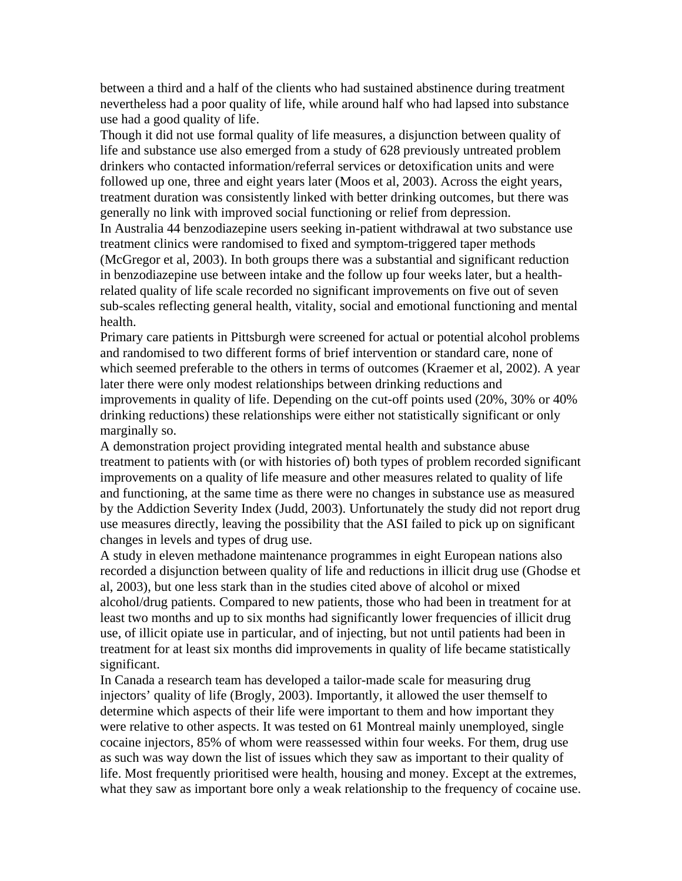between a third and a half of the clients who had sustained abstinence during treatment nevertheless had a poor quality of life, while around half who had lapsed into substance use had a good quality of life.

Though it did not use formal quality of life measures, a disjunction between quality of life and substance use also emerged from a study of 628 previously untreated problem drinkers who contacted information/referral services or detoxification units and were followed up one, three and eight years later (Moos et al, 2003). Across the eight years, treatment duration was consistently linked with better drinking outcomes, but there was generally no link with improved social functioning or relief from depression.

In Australia 44 benzodiazepine users seeking in-patient withdrawal at two substance use treatment clinics were randomised to fixed and symptom-triggered taper methods (McGregor et al, 2003). In both groups there was a substantial and significant reduction in benzodiazepine use between intake and the follow up four weeks later, but a health-related quality of life scale recorded no significant improvements on five out of seven sub-scales reflecting general health, vitality, social and emotional functioning and mental health.

Primary care patients in Pittsburgh were screened for actual or potential alcohol problems and randomised to two different forms of brief intervention or standard care, none of which seemed preferable to the others in terms of outcomes (Kraemer et al, 2002). A year later there were only modest relationships between drinking reductions and improvements in quality of life. Depending on the cut-off points used (20%, 30% or 40% drinking reductions) these relationships were either not statistically significant or only marginally so.

A demonstration project providing integrated mental health and substance abuse treatment to patients with (or with histories of) both types of problem recorded significant improvements on a quality of life measure and other measures related to quality of life and functioning, at the same time as there were no changes in substance use as measured by the Addiction Severity Index (Judd, 2003). Unfortunately the study did not report drug use measures directly, leaving the possibility that the ASI failed to pick up on significant changes in levels and types of drug use.

A study in eleven methadone maintenance programmes in eight European nations also recorded a disjunction between quality of life and reductions in illicit drug use (Ghodse et al, 2003), but one less stark than in the studies cited above of alcohol or mixed alcohol/drug patients. Compared to new patients, those who had been in treatment for at least two months and up to six months had significantly lower frequencies of illicit drug use, of illicit opiate use in particular, and of injecting, but not until patients had been in treatment for at least six months did improvements in quality of life became statistically significant.

In Canada a research team has developed a tailor-made scale for measuring drug injectors' quality of life (Brogly, 2003). Importantly, it allowed the user themself to determine which aspects of their life were important to them and how important they were relative to other aspects. It was tested on 61 Montreal mainly unemployed, single cocaine injectors, 85% of whom were reassessed within four weeks. For them, drug use as such was way down the list of issues which they saw as important to their quality of life. Most frequently prioritised were health, housing and money. Except at the extremes, what they saw as important bore only a weak relationship to the frequency of cocaine use.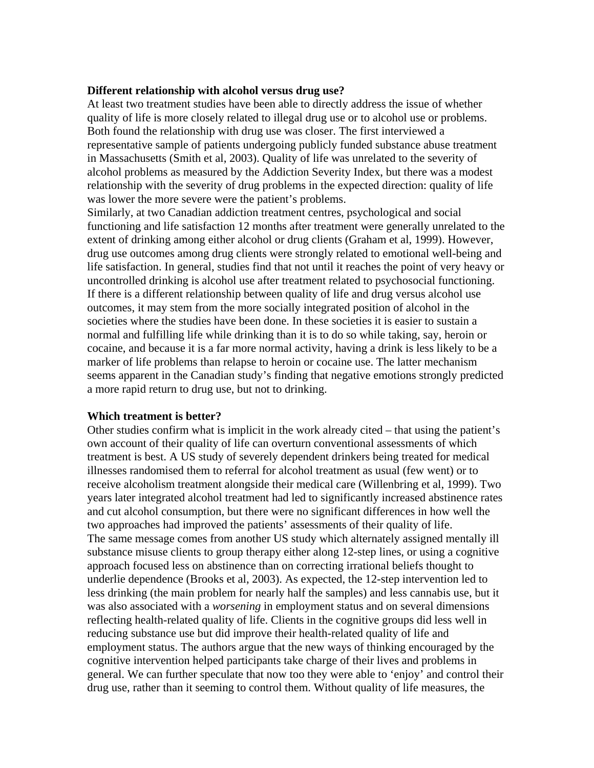**Different relationship with alcohol versus drug use?**

At least two treatment studies have been able to directly address the issue of whether quality of life is more closely related to illegal drug use or to alcohol use or problems. Both found the relationship with drug use was closer. The first interviewed a representative sample of patients undergoing publicly funded substance abuse treatment in Massachusetts (Smith et al, 2003). Quality of life was unrelated to the severity of alcohol problems as measured by the Addiction Severity Index, but there was a modest relationship with the severity of drug problems in the expected direction: quality of life was lower the more severe were the patient's problems.

Similarly, at two Canadian addiction treatment centres, psychological and social functioning and life satisfaction 12 months after treatment were generally unrelated to the extent of drinking among either alcohol or drug clients (Graham et al, 1999). However, drug use outcomes among drug clients were strongly related to emotional well-being and life satisfaction. In general, studies find that not until it reaches the point of very heavy or uncontrolled drinking is alcohol use after treatment related to psychosocial functioning.

If there is a different relationship between quality of life and drug versus alcohol use outcomes, it may stem from the more socially integrated position of alcohol in the societies where the studies have been done. In these societies it is easier to sustain a normal and fulfilling life while drinking than it is to do so while taking, say, heroin or cocaine, and because it is a far more normal activity, having a drink is less likely to be a marker of life problems than relapse to heroin or cocaine use. The latter mechanism seems apparent in the Canadian study's finding that negative emotions strongly predicted a more rapid return to drug use, but not to drinking.

**Which treatment is better?**

Other studies confirm what is implicit in the work already cited – that using the patient's own account of their quality of life can overturn conventional assessments of which treatment is best. A US study of severely dependent drinkers being treated for medical illnesses randomised them to referral for alcohol treatment as usual (few went) or to receive alcoholism treatment alongside their medical care (Willenbring et al, 1999). Two years later integrated alcohol treatment had led to significantly increased abstinence rates and cut alcohol consumption, but there were no significant differences in how well the two approaches had improved the patients' assessments of their quality of life.

The same message comes from another US study which alternately assigned mentally ill substance misuse clients to group therapy either along 12-step lines, or using a cognitive approach focused less on abstinence than on correcting irrational beliefs thought to underlie dependence (Brooks et al, 2003). As expected, the 12-step intervention led to less drinking (the main problem for nearly half the samples) and less cannabis use, but it was also associated with a *worsening* in employment status and on several dimensions reflecting health-related quality of life. Clients in the cognitive groups did less well in reducing substance use but did improve their health-related quality of life and employment status. The authors argue that the new ways of thinking encouraged by the cognitive intervention helped participants take charge of their lives and problems in general. We can further speculate that now too they were able to 'enjoy' and control their drug use, rather than it seeming to control them. Without quality of life measures, the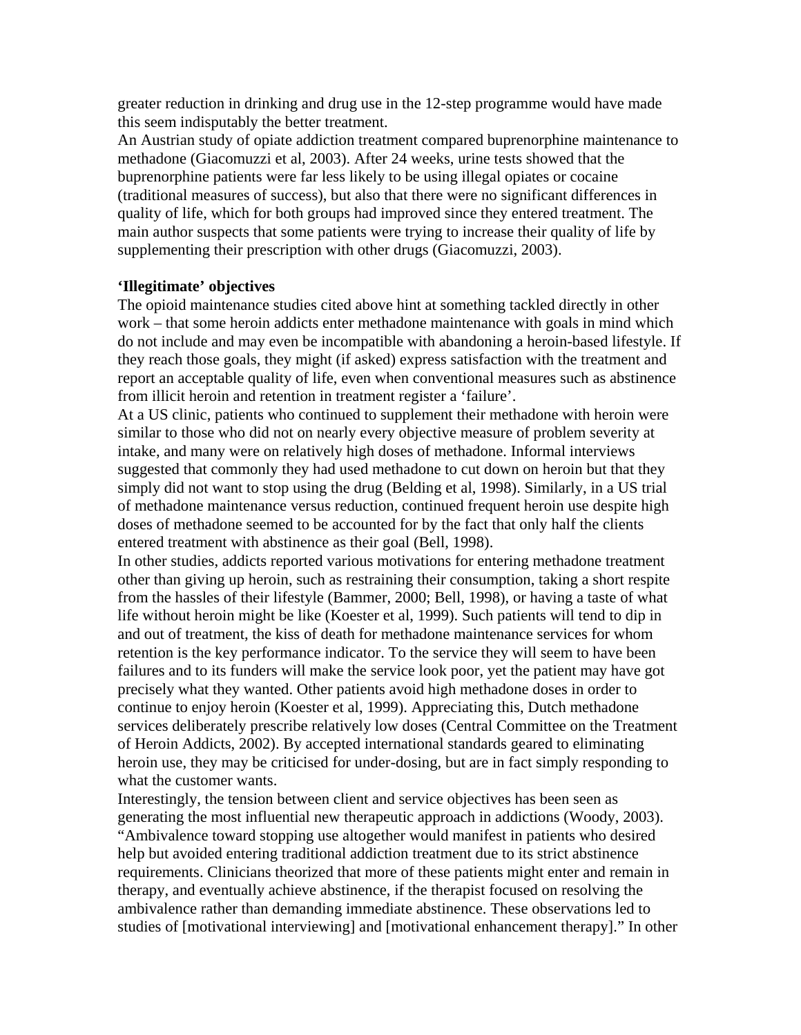greater reduction in drinking and drug use in the 12-step programme would have made this seem indisputably the better treatment.

An Austrian study of opiate addiction treatment compared buprenorphine maintenance to methadone (Giacomuzzi et al, 2003). After 24 weeks, urine tests showed that the buprenorphine patients were far less likely to be using illegal opiates or cocaine (traditional measures of success), but also that there were no significant differences in quality of life, which for both groups had improved since they entered treatment. The main author suspects that some patients were trying to increase their quality of life by supplementing their prescription with other drugs (Giacomuzzi, 2003).

**'Illegitimate' objectives**

The opioid maintenance studies cited above hint at something tackled directly in other work – that some heroin addicts enter methadone maintenance with goals in mind which do not include and may even be incompatible with abandoning a heroin-based lifestyle. If they reach those goals, they might (if asked) express satisfaction with the treatment and report an acceptable quality of life, even when conventional measures such as abstinence from illicit heroin and retention in treatment register a 'failure'.

At a US clinic, patients who continued to supplement their methadone with heroin were similar to those who did not on nearly every objective measure of problem severity at intake, and many were on relatively high doses of methadone. Informal interviews suggested that commonly they had used methadone to cut down on heroin but that they simply did not want to stop using the drug (Belding et al, 1998). Similarly, in a US trial of methadone maintenance versus reduction, continued frequent heroin use despite high doses of methadone seemed to be accounted for by the fact that only half the clients entered treatment with abstinence as their goal (Bell, 1998).

In other studies, addicts reported various motivations for entering methadone treatment other than giving up heroin, such as restraining their consumption, taking a short respite from the hassles of their lifestyle (Bammer, 2000; Bell, 1998), or having a taste of what life without heroin might be like (Koester et al, 1999). Such patients will tend to dip in and out of treatment, the kiss of death for methadone maintenance services for whom retention is the key performance indicator. To the service they will seem to have been failures and to its funders will make the service look poor, yet the patient may have got precisely what they wanted. Other patients avoid high methadone doses in order to continue to enjoy heroin (Koester et al, 1999). Appreciating this, Dutch methadone services deliberately prescribe relatively low doses (Central Committee on the Treatment of Heroin Addicts, 2002). By accepted international standards geared to eliminating heroin use, they may be criticised for under-dosing, but are in fact simply responding to what the customer wants.

Interestingly, the tension between client and service objectives has been seen as generating the most influential new therapeutic approach in addictions (Woody, 2003). "Ambivalence toward stopping use altogether would manifest in patients who desired help but avoided entering traditional addiction treatment due to its strict abstinence requirements. Clinicians theorized that more of these patients might enter and remain in therapy, and eventually achieve abstinence, if the therapist focused on resolving the ambivalence rather than demanding immediate abstinence. These observations led to studies of [motivational interviewing] and [motivational enhancement therapy]." In other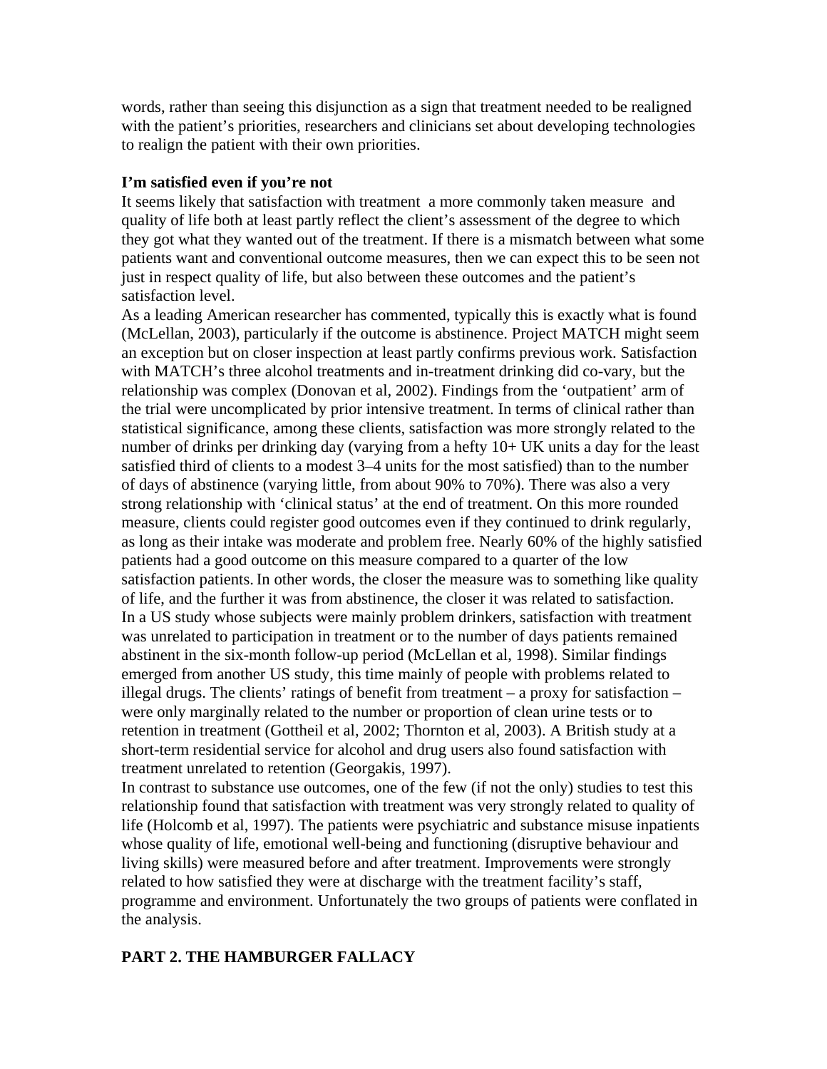words, rather than seeing this disjunction as a sign that treatment needed to be realigned with the patient's priorities, researchers and clinicians set about developing technologies to realign the patient with their own priorities.

**I'm satisfied even if you're not**

It seems likely that satisfaction with treatment  a more commonly taken measure  and quality of life both at least partly reflect the client's assessment of the degree to which they got what they wanted out of the treatment. If there is a mismatch between what some patients want and conventional outcome measures, then we can expect this to be seen not just in respect quality of life, but also between these outcomes and the patient's satisfaction level.

As a leading American researcher has commented, typically this is exactly what is found (McLellan, 2003), particularly if the outcome is abstinence. Project MATCH might seem an exception but on closer inspection at least partly confirms previous work. Satisfaction with MATCH's three alcohol treatments and in-treatment drinking did co-vary, but the relationship was complex (Donovan et al, 2002). Findings from the 'outpatient' arm of the trial were uncomplicated by prior intensive treatment. In terms of clinical rather than statistical significance, among these clients, satisfaction was more strongly related to the number of drinks per drinking day (varying from a hefty 10+ UK units a day for the least satisfied third of clients to a modest 3–4 units for the most satisfied) than to the number of days of abstinence (varying little, from about 90% to 70%). There was also a very strong relationship with 'clinical status' at the end of treatment. On this more rounded measure, clients could register good outcomes even if they continued to drink regularly, as long as their intake was moderate and problem free. Nearly 60% of the highly satisfied patients had a good outcome on this measure compared to a quarter of the low satisfaction patients. In other words, the closer the measure was to something like quality of life, and the further it was from abstinence, the closer it was related to satisfaction.

In a US study whose subjects were mainly problem drinkers, satisfaction with treatment was unrelated to participation in treatment or to the number of days patients remained abstinent in the six-month follow-up period (McLellan et al, 1998). Similar findings emerged from another US study, this time mainly of people with problems related to illegal drugs. The clients' ratings of benefit from treatment – a proxy for satisfaction – were only marginally related to the number or proportion of clean urine tests or to retention in treatment (Gottheil et al, 2002; Thornton et al, 2003). A British study at a short-term residential service for alcohol and drug users also found satisfaction with treatment unrelated to retention (Georgakis, 1997).

In contrast to substance use outcomes, one of the few (if not the only) studies to test this relationship found that satisfaction with treatment was very strongly related to quality of life (Holcomb et al, 1997). The patients were psychiatric and substance misuse inpatients whose quality of life, emotional well-being and functioning (disruptive behaviour and living skills) were measured before and after treatment. Improvements were strongly related to how satisfied they were at discharge with the treatment facility's staff, programme and environment. Unfortunately the two groups of patients were conflated in the analysis.

## PART 2. THE HAMBURGER FALLACY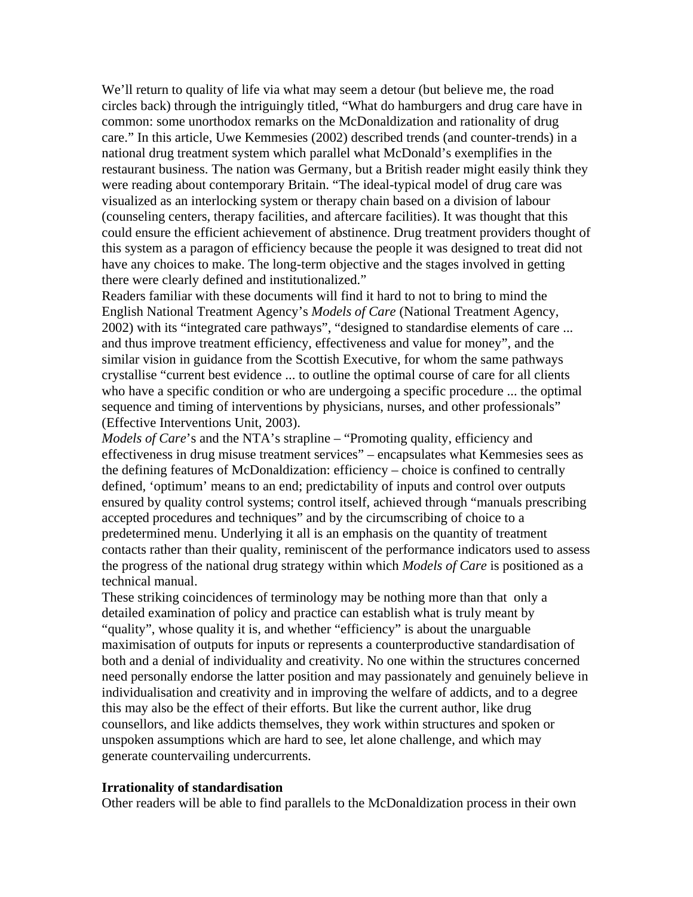We'll return to quality of life via what may seem a detour (but believe me, the road circles back) through the intriguingly titled, "What do hamburgers and drug care have in common: some unorthodox remarks on the McDonaldization and rationality of drug care." In this article, Uwe Kemmesies (2002) described trends (and counter-trends) in a national drug treatment system which parallel what McDonald's exemplifies in the restaurant business. The nation was Germany, but a British reader might easily think they were reading about contemporary Britain. "The ideal-typical model of drug care was visualized as an interlocking system or therapy chain based on a division of labour (counseling centers, therapy facilities, and aftercare facilities). It was thought that this could ensure the efficient achievement of abstinence. Drug treatment providers thought of this system as a paragon of efficiency because the people it was designed to treat did not have any choices to make. The long-term objective and the stages involved in getting there were clearly defined and institutionalized."

Readers familiar with these documents will find it hard to not to bring to mind the English National Treatment Agency's *Models of Care* (National Treatment Agency, 2002) with its "integrated care pathways", "designed to standardise elements of care ... and thus improve treatment efficiency, effectiveness and value for money", and the similar vision in guidance from the Scottish Executive, for whom the same pathways crystallise "current best evidence ... to outline the optimal course of care for all clients who have a specific condition or who are undergoing a specific procedure ... the optimal sequence and timing of interventions by physicians, nurses, and other professionals" (Effective Interventions Unit, 2003).

*Models of Care*'s and the NTA's strapline – "Promoting quality, efficiency and effectiveness in drug misuse treatment services" – encapsulates what Kemmesies sees as the defining features of McDonaldization: efficiency – choice is confined to centrally defined, 'optimum' means to an end; predictability of inputs and control over outputs ensured by quality control systems; control itself, achieved through "manuals prescribing accepted procedures and techniques" and by the circumscribing of choice to a predetermined menu. Underlying it all is an emphasis on the quantity of treatment contacts rather than their quality, reminiscent of the performance indicators used to assess the progress of the national drug strategy within which *Models of Care* is positioned as a technical manual.

These striking coincidences of terminology may be nothing more than that only a detailed examination of policy and practice can establish what is truly meant by "quality", whose quality it is, and whether "efficiency" is about the unarguable maximisation of outputs for inputs or represents a counterproductive standardisation of both and a denial of individuality and creativity. No one within the structures concerned need personally endorse the latter position and may passionately and genuinely believe in individualisation and creativity and in improving the welfare of addicts, and to a degree this may also be the effect of their efforts. But like the current author, like drug counsellors, and like addicts themselves, they work within structures and spoken or unspoken assumptions which are hard to see, let alone challenge, and which may generate countervailing undercurrents.

**Irrationality of standardisation**

Other readers will be able to find parallels to the McDonaldization process in their own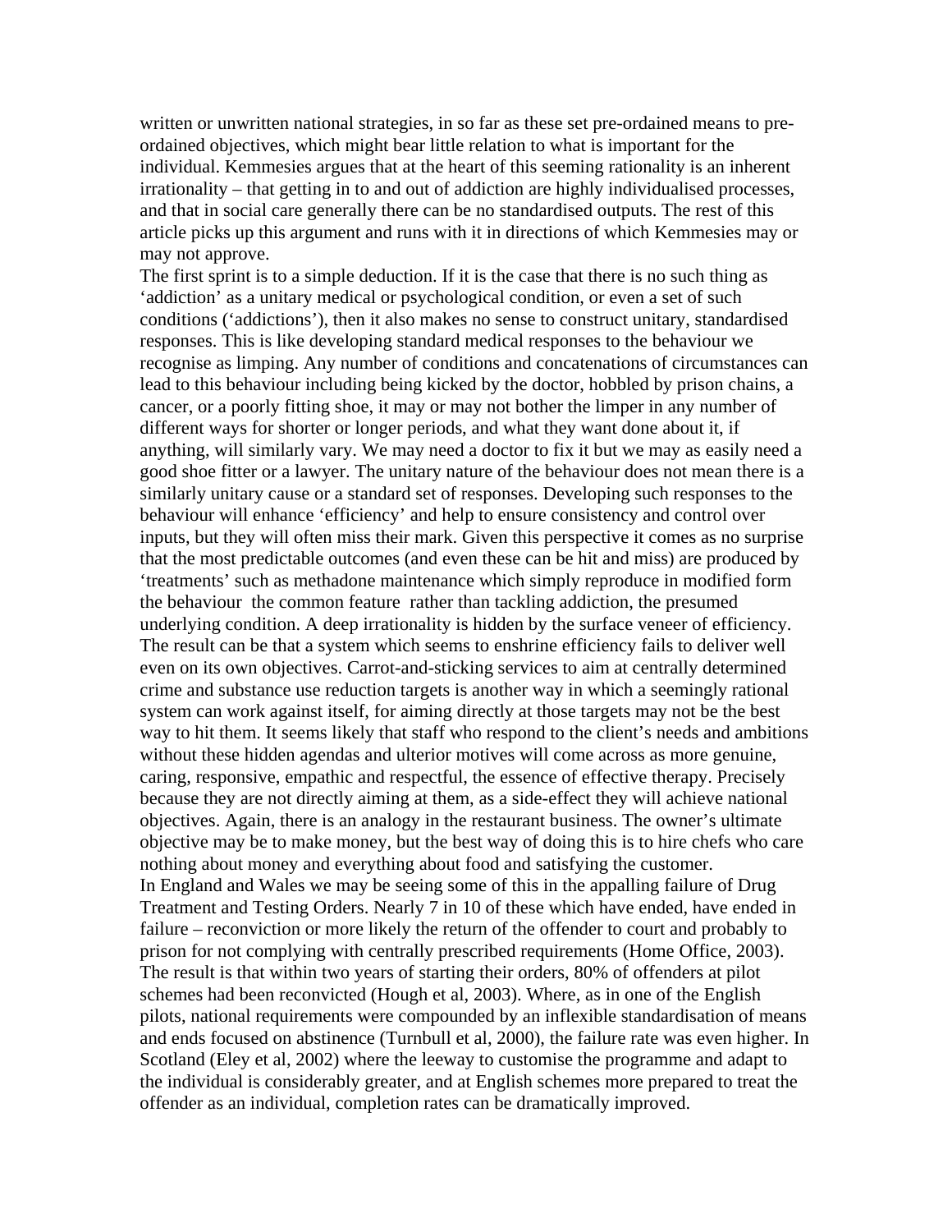written or unwritten national strategies, in so far as these set pre-ordained means to pre-ordained objectives, which might bear little relation to what is important for the individual. Kemmesies argues that at the heart of this seeming rationality is an inherent irrationality – that getting in to and out of addiction are highly individualised processes, and that in social care generally there can be no standardised outputs. The rest of this article picks up this argument and runs with it in directions of which Kemmesies may or may not approve.

The first sprint is to a simple deduction. If it is the case that there is no such thing as 'addiction' as a unitary medical or psychological condition, or even a set of such conditions ('addictions'), then it also makes no sense to construct unitary, standardised responses. This is like developing standard medical responses to the behaviour we recognise as limping. Any number of conditions and concatenations of circumstances can lead to this behaviour including being kicked by the doctor, hobbled by prison chains, a cancer, or a poorly fitting shoe, it may or may not bother the limper in any number of different ways for shorter or longer periods, and what they want done about it, if anything, will similarly vary. We may need a doctor to fix it but we may as easily need a good shoe fitter or a lawyer. The unitary nature of the behaviour does not mean there is a similarly unitary cause or a standard set of responses. Developing such responses to the behaviour will enhance 'efficiency' and help to ensure consistency and control over inputs, but they will often miss their mark. Given this perspective it comes as no surprise that the most predictable outcomes (and even these can be hit and miss) are produced by 'treatments' such as methadone maintenance which simply reproduce in modified form the behaviour  the common feature  rather than tackling addiction, the presumed underlying condition. A deep irrationality is hidden by the surface veneer of efficiency. The result can be that a system which seems to enshrine efficiency fails to deliver well even on its own objectives. Carrot-and-sticking services to aim at centrally determined crime and substance use reduction targets is another way in which a seemingly rational system can work against itself, for aiming directly at those targets may not be the best way to hit them. It seems likely that staff who respond to the client's needs and ambitions without these hidden agendas and ulterior motives will come across as more genuine, caring, responsive, empathic and respectful, the essence of effective therapy. Precisely because they are not directly aiming at them, as a side-effect they will achieve national objectives. Again, there is an analogy in the restaurant business. The owner's ultimate objective may be to make money, but the best way of doing this is to hire chefs who care nothing about money and everything about food and satisfying the customer.

In England and Wales we may be seeing some of this in the appalling failure of Drug Treatment and Testing Orders. Nearly 7 in 10 of these which have ended, have ended in failure – reconviction or more likely the return of the offender to court and probably to prison for not complying with centrally prescribed requirements (Home Office, 2003). The result is that within two years of starting their orders, 80% of offenders at pilot schemes had been reconvicted (Hough et al, 2003). Where, as in one of the English pilots, national requirements were compounded by an inflexible standardisation of means and ends focused on abstinence (Turnbull et al, 2000), the failure rate was even higher. In Scotland (Eley et al, 2002) where the leeway to customise the programme and adapt to the individual is considerably greater, and at English schemes more prepared to treat the offender as an individual, completion rates can be dramatically improved.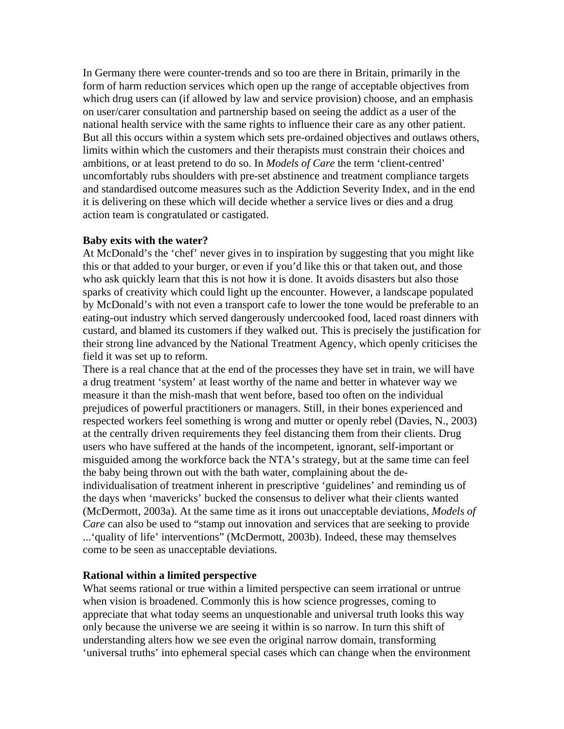In Germany there were counter-trends and so too are there in Britain, primarily in the form of harm reduction services which open up the range of acceptable objectives from which drug users can (if allowed by law and service provision) choose, and an emphasis on user/carer consultation and partnership based on seeing the addict as a user of the national health service with the same rights to influence their care as any other patient. But all this occurs within a system which sets pre-ordained objectives and outlaws others, limits within which the customers and their therapists must constrain their choices and ambitions, or at least pretend to do so. In *Models of Care* the term 'client-centred' uncomfortably rubs shoulders with pre-set abstinence and treatment compliance targets and standardised outcome measures such as the Addiction Severity Index, and in the end it is delivering on these which will decide whether a service lives or dies and a drug action team is congratulated or castigated.

**Baby exits with the water?**

At McDonald's the 'chef' never gives in to inspiration by suggesting that you might like this or that added to your burger, or even if you'd like this or that taken out, and those who ask quickly learn that this is not how it is done. It avoids disasters but also those sparks of creativity which could light up the encounter. However, a landscape populated by McDonald's with not even a transport cafe to lower the tone would be preferable to an eating-out industry which served dangerously undercooked food, laced roast dinners with custard, and blamed its customers if they walked out. This is precisely the justification for their strong line advanced by the National Treatment Agency, which openly criticises the field it was set up to reform.

There is a real chance that at the end of the processes they have set in train, we will have a drug treatment 'system' at least worthy of the name and better in whatever way we measure it than the mish-mash that went before, based too often on the individual prejudices of powerful practitioners or managers. Still, in their bones experienced and respected workers feel something is wrong and mutter or openly rebel (Davies, N., 2003) at the centrally driven requirements they feel distancing them from their clients. Drug users who have suffered at the hands of the incompetent, ignorant, self-important or misguided among the workforce back the NTA's strategy, but at the same time can feel the baby being thrown out with the bath water, complaining about the de-individualisation of treatment inherent in prescriptive 'guidelines' and reminding us of the days when 'mavericks' bucked the consensus to deliver what their clients wanted (McDermott, 2003a). At the same time as it irons out unacceptable deviations, *Models of Care* can also be used to "stamp out innovation and services that are seeking to provide ...'quality of life' interventions" (McDermott, 2003b). Indeed, these may themselves come to be seen as unacceptable deviations.

**Rational within a limited perspective**

What seems rational or true within a limited perspective can seem irrational or untrue when vision is broadened. Commonly this is how science progresses, coming to appreciate that what today seems an unquestionable and universal truth looks this way only because the universe we are seeing it within is so narrow. In turn this shift of understanding alters how we see even the original narrow domain, transforming 'universal truths' into ephemeral special cases which can change when the environment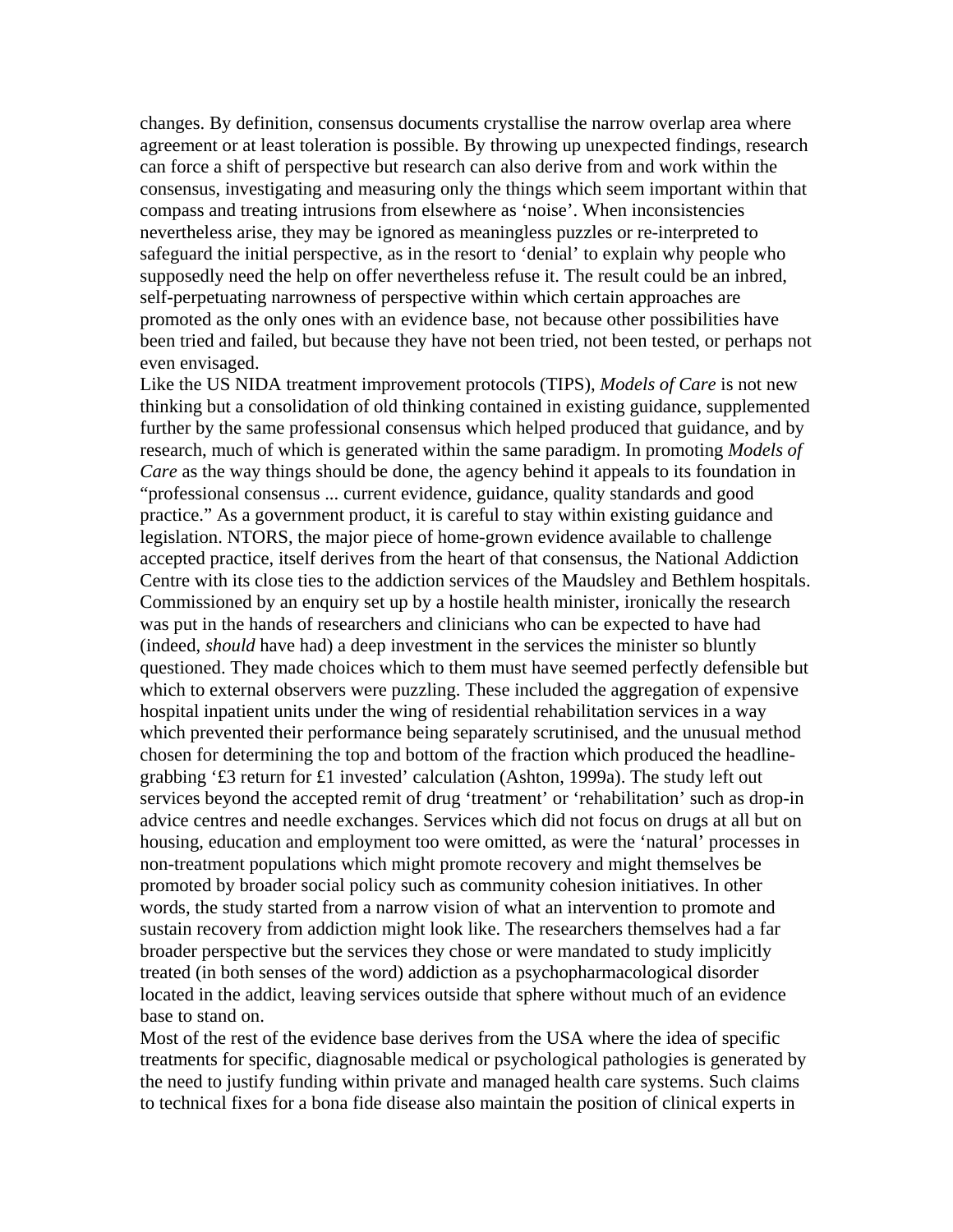changes. By definition, consensus documents crystallise the narrow overlap area where agreement or at least toleration is possible. By throwing up unexpected findings, research can force a shift of perspective but research can also derive from and work within the consensus, investigating and measuring only the things which seem important within that compass and treating intrusions from elsewhere as 'noise'. When inconsistencies nevertheless arise, they may be ignored as meaningless puzzles or re-interpreted to safeguard the initial perspective, as in the resort to 'denial' to explain why people who supposedly need the help on offer nevertheless refuse it. The result could be an inbred, self-perpetuating narrowness of perspective within which certain approaches are promoted as the only ones with an evidence base, not because other possibilities have been tried and failed, but because they have not been tried, not been tested, or perhaps not even envisaged.

Like the US NIDA treatment improvement protocols (TIPS), *Models of Care* is not new thinking but a consolidation of old thinking contained in existing guidance, supplemented further by the same professional consensus which helped produced that guidance, and by research, much of which is generated within the same paradigm. In promoting *Models of Care* as the way things should be done, the agency behind it appeals to its foundation in "professional consensus ... current evidence, guidance, quality standards and good practice." As a government product, it is careful to stay within existing guidance and legislation. NTORS, the major piece of home-grown evidence available to challenge accepted practice, itself derives from the heart of that consensus, the National Addiction Centre with its close ties to the addiction services of the Maudsley and Bethlem hospitals. Commissioned by an enquiry set up by a hostile health minister, ironically the research was put in the hands of researchers and clinicians who can be expected to have had (indeed, *should* have had) a deep investment in the services the minister so bluntly questioned. They made choices which to them must have seemed perfectly defensible but which to external observers were puzzling. These included the aggregation of expensive hospital inpatient units under the wing of residential rehabilitation services in a way which prevented their performance being separately scrutinised, and the unusual method chosen for determining the top and bottom of the fraction which produced the headline-grabbing '£3 return for £1 invested' calculation (Ashton, 1999a). The study left out services beyond the accepted remit of drug 'treatment' or 'rehabilitation' such as drop-in advice centres and needle exchanges. Services which did not focus on drugs at all but on housing, education and employment too were omitted, as were the 'natural' processes in non-treatment populations which might promote recovery and might themselves be promoted by broader social policy such as community cohesion initiatives. In other words, the study started from a narrow vision of what an intervention to promote and sustain recovery from addiction might look like. The researchers themselves had a far broader perspective but the services they chose or were mandated to study implicitly treated (in both senses of the word) addiction as a psychopharmacological disorder located in the addict, leaving services outside that sphere without much of an evidence base to stand on.

Most of the rest of the evidence base derives from the USA where the idea of specific treatments for specific, diagnosable medical or psychological pathologies is generated by the need to justify funding within private and managed health care systems. Such claims to technical fixes for a bona fide disease also maintain the position of clinical experts in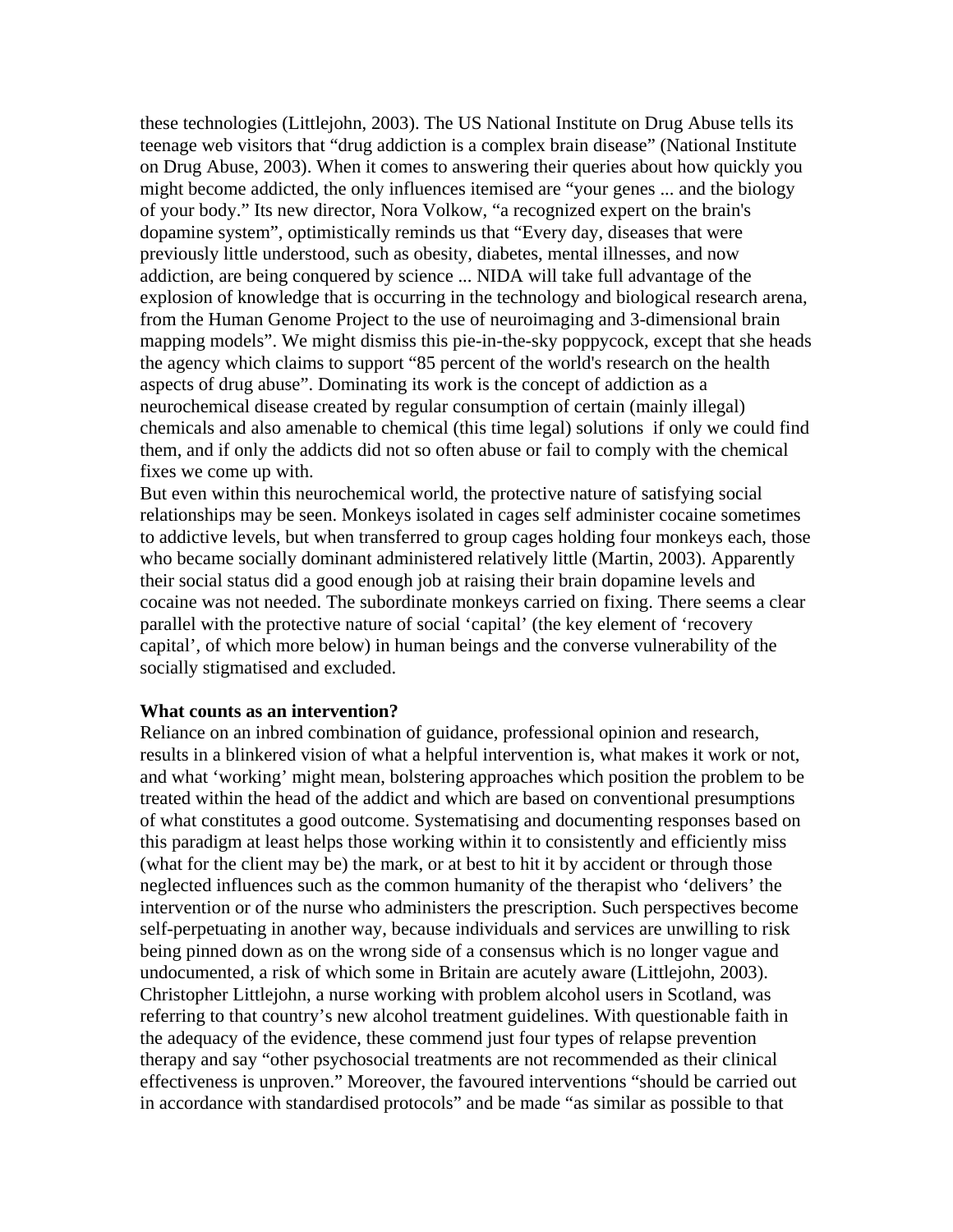these technologies (Littlejohn, 2003). The US National Institute on Drug Abuse tells its teenage web visitors that "drug addiction is a complex brain disease" (National Institute on Drug Abuse, 2003). When it comes to answering their queries about how quickly you might become addicted, the only influences itemised are "your genes ... and the biology of your body." Its new director, Nora Volkow, "a recognized expert on the brain's dopamine system", optimistically reminds us that "Every day, diseases that were previously little understood, such as obesity, diabetes, mental illnesses, and now addiction, are being conquered by science ... NIDA will take full advantage of the explosion of knowledge that is occurring in the technology and biological research arena, from the Human Genome Project to the use of neuroimaging and 3-dimensional brain mapping models". We might dismiss this pie-in-the-sky poppycock, except that she heads the agency which claims to support "85 percent of the world's research on the health aspects of drug abuse". Dominating its work is the concept of addiction as a neurochemical disease created by regular consumption of certain (mainly illegal) chemicals and also amenable to chemical (this time legal) solutions  if only we could find them, and if only the addicts did not so often abuse or fail to comply with the chemical fixes we come up with.

But even within this neurochemical world, the protective nature of satisfying social relationships may be seen. Monkeys isolated in cages self administer cocaine sometimes to addictive levels, but when transferred to group cages holding four monkeys each, those who became socially dominant administered relatively little (Martin, 2003). Apparently their social status did a good enough job at raising their brain dopamine levels and cocaine was not needed. The subordinate monkeys carried on fixing. There seems a clear parallel with the protective nature of social 'capital' (the key element of 'recovery capital', of which more below) in human beings and the converse vulnerability of the socially stigmatised and excluded.

**What counts as an intervention?**

Reliance on an inbred combination of guidance, professional opinion and research, results in a blinkered vision of what a helpful intervention is, what makes it work or not, and what 'working' might mean, bolstering approaches which position the problem to be treated within the head of the addict and which are based on conventional presumptions of what constitutes a good outcome. Systematising and documenting responses based on this paradigm at least helps those working within it to consistently and efficiently miss (what for the client may be) the mark, or at best to hit it by accident or through those neglected influences such as the common humanity of the therapist who 'delivers' the intervention or of the nurse who administers the prescription. Such perspectives become self-perpetuating in another way, because individuals and services are unwilling to risk being pinned down as on the wrong side of a consensus which is no longer vague and undocumented, a risk of which some in Britain are acutely aware (Littlejohn, 2003). Christopher Littlejohn, a nurse working with problem alcohol users in Scotland, was referring to that country's new alcohol treatment guidelines. With questionable faith in the adequacy of the evidence, these commend just four types of relapse prevention therapy and say "other psychosocial treatments are not recommended as their clinical effectiveness is unproven." Moreover, the favoured interventions "should be carried out in accordance with standardised protocols" and be made "as similar as possible to that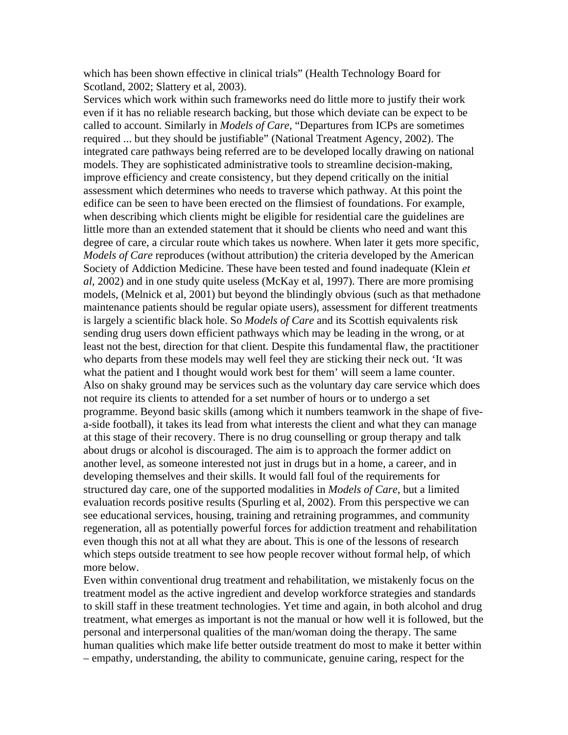which has been shown effective in clinical trials" (Health Technology Board for Scotland, 2002; Slattery et al, 2003).

Services which work within such frameworks need do little more to justify their work even if it has no reliable research backing, but those which deviate can be expect to be called to account. Similarly in *Models of Care*, "Departures from ICPs are sometimes required ... but they should be justifiable" (National Treatment Agency, 2002). The integrated care pathways being referred are to be developed locally drawing on national models. They are sophisticated administrative tools to streamline decision-making, improve efficiency and create consistency, but they depend critically on the initial assessment which determines who needs to traverse which pathway. At this point the edifice can be seen to have been erected on the flimsiest of foundations. For example, when describing which clients might be eligible for residential care the guidelines are little more than an extended statement that it should be clients who need and want this degree of care, a circular route which takes us nowhere. When later it gets more specific, *Models of Care* reproduces (without attribution) the criteria developed by the American Society of Addiction Medicine. These have been tested and found inadequate (Klein *et al*, 2002) and in one study quite useless (McKay et al, 1997). There are more promising models, (Melnick et al, 2001) but beyond the blindingly obvious (such as that methadone maintenance patients should be regular opiate users), assessment for different treatments is largely a scientific black hole. So *Models of Care* and its Scottish equivalents risk sending drug users down efficient pathways which may be leading in the wrong, or at least not the best, direction for that client. Despite this fundamental flaw, the practitioner who departs from these models may well feel they are sticking their neck out. 'It was what the patient and I thought would work best for them' will seem a lame counter.

Also on shaky ground may be services such as the voluntary day care service which does not require its clients to attended for a set number of hours or to undergo a set programme. Beyond basic skills (among which it numbers teamwork in the shape of five-a-side football), it takes its lead from what interests the client and what they can manage at this stage of their recovery. There is no drug counselling or group therapy and talk about drugs or alcohol is discouraged. The aim is to approach the former addict on another level, as someone interested not just in drugs but in a home, a career, and in developing themselves and their skills. It would fall foul of the requirements for structured day care, one of the supported modalities in *Models of Care*, but a limited evaluation records positive results (Spurling et al, 2002). From this perspective we can see educational services, housing, training and retraining programmes, and community regeneration, all as potentially powerful forces for addiction treatment and rehabilitation even though this not at all what they are about. This is one of the lessons of research which steps outside treatment to see how people recover without formal help, of which more below.

Even within conventional drug treatment and rehabilitation, we mistakenly focus on the treatment model as the active ingredient and develop workforce strategies and standards to skill staff in these treatment technologies. Yet time and again, in both alcohol and drug treatment, what emerges as important is not the manual or how well it is followed, but the personal and interpersonal qualities of the man/woman doing the therapy. The same human qualities which make life better outside treatment do most to make it better within – empathy, understanding, the ability to communicate, genuine caring, respect for the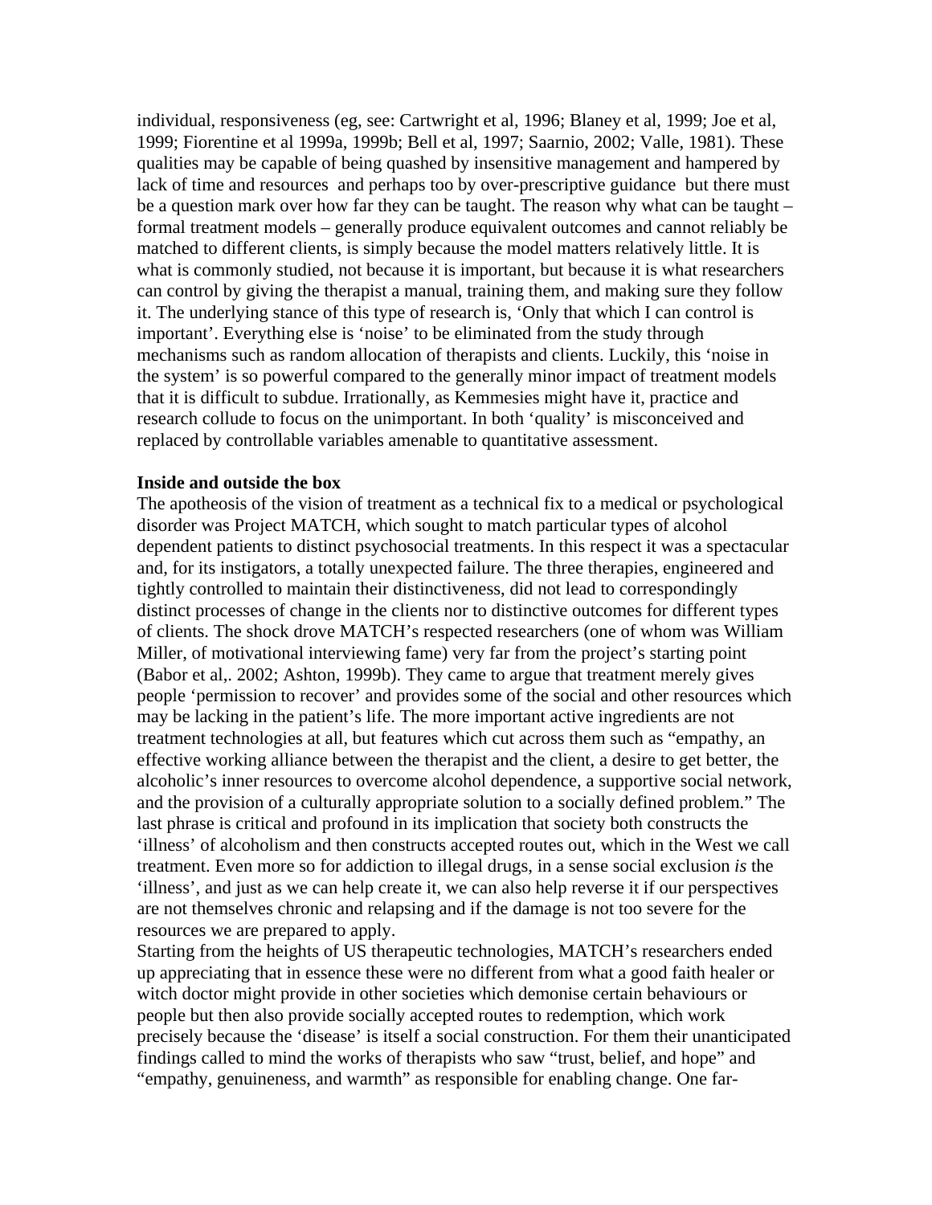individual, responsiveness (eg, see: Cartwright et al, 1996; Blaney et al, 1999; Joe et al, 1999; Fiorentine et al 1999a, 1999b; Bell et al, 1997; Saarnio, 2002; Valle, 1981). These qualities may be capable of being quashed by insensitive management and hampered by lack of time and resources and perhaps too by over-prescriptive guidance but there must be a question mark over how far they can be taught. The reason why what can be taught – formal treatment models – generally produce equivalent outcomes and cannot reliably be matched to different clients, is simply because the model matters relatively little. It is what is commonly studied, not because it is important, but because it is what researchers can control by giving the therapist a manual, training them, and making sure they follow it. The underlying stance of this type of research is, 'Only that which I can control is important'. Everything else is 'noise' to be eliminated from the study through mechanisms such as random allocation of therapists and clients. Luckily, this 'noise in the system' is so powerful compared to the generally minor impact of treatment models that it is difficult to subdue. Irrationally, as Kemmesies might have it, practice and research collude to focus on the unimportant. In both 'quality' is misconceived and replaced by controllable variables amenable to quantitative assessment.

**Inside and outside the box**

The apotheosis of the vision of treatment as a technical fix to a medical or psychological disorder was Project MATCH, which sought to match particular types of alcohol dependent patients to distinct psychosocial treatments. In this respect it was a spectacular and, for its instigators, a totally unexpected failure. The three therapies, engineered and tightly controlled to maintain their distinctiveness, did not lead to correspondingly distinct processes of change in the clients nor to distinctive outcomes for different types of clients. The shock drove MATCH's respected researchers (one of whom was William Miller, of motivational interviewing fame) very far from the project's starting point (Babor et al,. 2002; Ashton, 1999b). They came to argue that treatment merely gives people 'permission to recover' and provides some of the social and other resources which may be lacking in the patient's life. The more important active ingredients are not treatment technologies at all, but features which cut across them such as "empathy, an effective working alliance between the therapist and the client, a desire to get better, the alcoholic's inner resources to overcome alcohol dependence, a supportive social network, and the provision of a culturally appropriate solution to a socially defined problem." The last phrase is critical and profound in its implication that society both constructs the 'illness' of alcoholism and then constructs accepted routes out, which in the West we call treatment. Even more so for addiction to illegal drugs, in a sense social exclusion *is* the 'illness', and just as we can help create it, we can also help reverse it if our perspectives are not themselves chronic and relapsing and if the damage is not too severe for the resources we are prepared to apply.

Starting from the heights of US therapeutic technologies, MATCH's researchers ended up appreciating that in essence these were no different from what a good faith healer or witch doctor might provide in other societies which demonise certain behaviours or people but then also provide socially accepted routes to redemption, which work precisely because the 'disease' is itself a social construction. For them their unanticipated findings called to mind the works of therapists who saw "trust, belief, and hope" and "empathy, genuineness, and warmth" as responsible for enabling change. One far-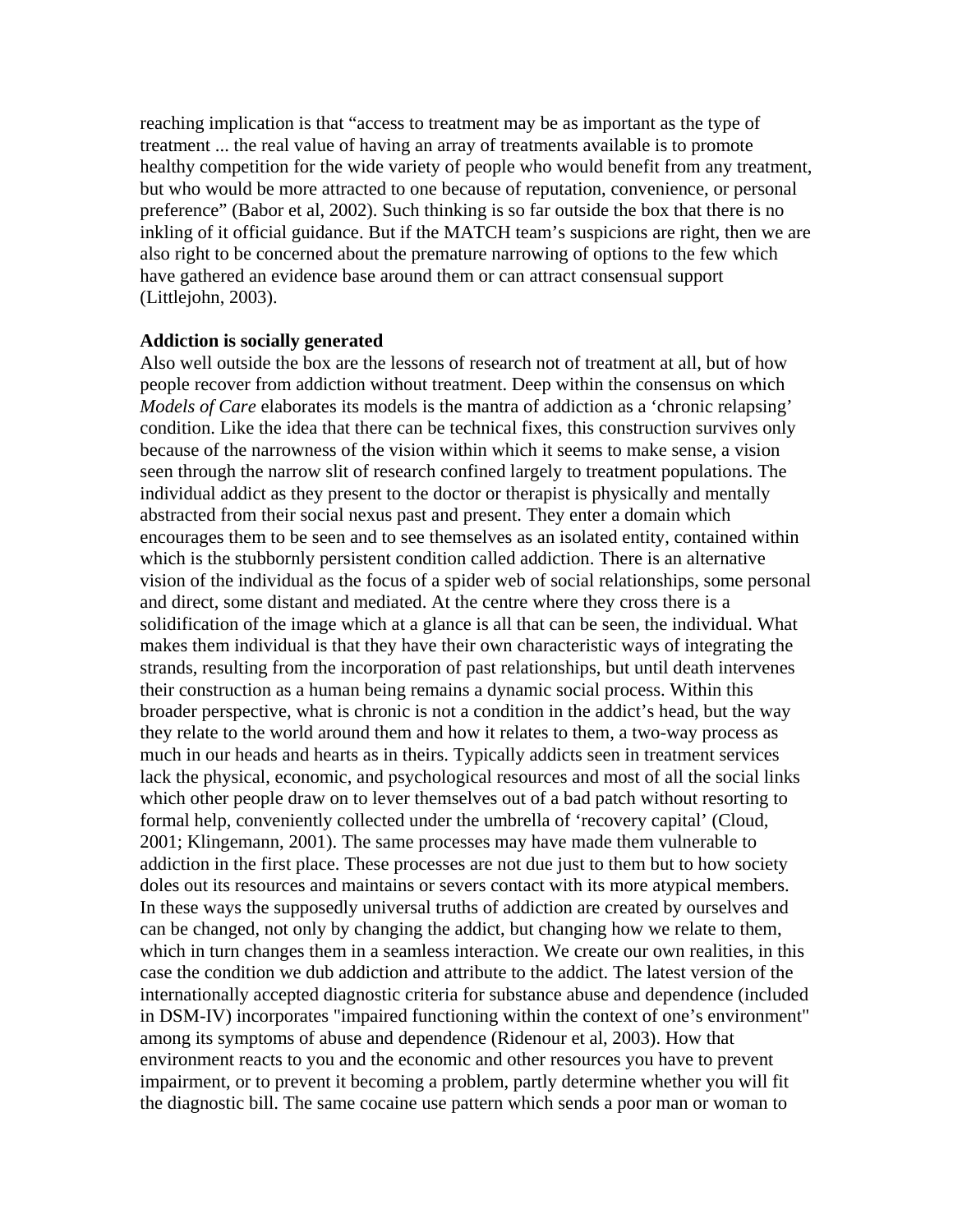reaching implication is that "access to treatment may be as important as the type of treatment ... the real value of having an array of treatments available is to promote healthy competition for the wide variety of people who would benefit from any treatment, but who would be more attracted to one because of reputation, convenience, or personal preference" (Babor et al, 2002). Such thinking is so far outside the box that there is no inkling of it official guidance. But if the MATCH team's suspicions are right, then we are also right to be concerned about the premature narrowing of options to the few which have gathered an evidence base around them or can attract consensual support (Littlejohn, 2003).

**Addiction is socially generated**

Also well outside the box are the lessons of research not of treatment at all, but of how people recover from addiction without treatment. Deep within the consensus on which *Models of Care* elaborates its models is the mantra of addiction as a 'chronic relapsing' condition. Like the idea that there can be technical fixes, this construction survives only because of the narrowness of the vision within which it seems to make sense, a vision seen through the narrow slit of research confined largely to treatment populations. The individual addict as they present to the doctor or therapist is physically and mentally abstracted from their social nexus past and present. They enter a domain which encourages them to be seen and to see themselves as an isolated entity, contained within which is the stubbornly persistent condition called addiction. There is an alternative vision of the individual as the focus of a spider web of social relationships, some personal and direct, some distant and mediated. At the centre where they cross there is a solidification of the image which at a glance is all that can be seen, the individual. What makes them individual is that they have their own characteristic ways of integrating the strands, resulting from the incorporation of past relationships, but until death intervenes their construction as a human being remains a dynamic social process. Within this broader perspective, what is chronic is not a condition in the addict's head, but the way they relate to the world around them and how it relates to them, a two-way process as much in our heads and hearts as in theirs. Typically addicts seen in treatment services lack the physical, economic, and psychological resources and most of all the social links which other people draw on to lever themselves out of a bad patch without resorting to formal help, conveniently collected under the umbrella of 'recovery capital' (Cloud, 2001; Klingemann, 2001). The same processes may have made them vulnerable to addiction in the first place. These processes are not due just to them but to how society doles out its resources and maintains or severs contact with its more atypical members. In these ways the supposedly universal truths of addiction are created by ourselves and can be changed, not only by changing the addict, but changing how we relate to them, which in turn changes them in a seamless interaction. We create our own realities, in this case the condition we dub addiction and attribute to the addict. The latest version of the internationally accepted diagnostic criteria for substance abuse and dependence (included in DSM-IV) incorporates "impaired functioning within the context of one's environment" among its symptoms of abuse and dependence (Ridenour et al, 2003). How that environment reacts to you and the economic and other resources you have to prevent impairment, or to prevent it becoming a problem, partly determine whether you will fit the diagnostic bill. The same cocaine use pattern which sends a poor man or woman to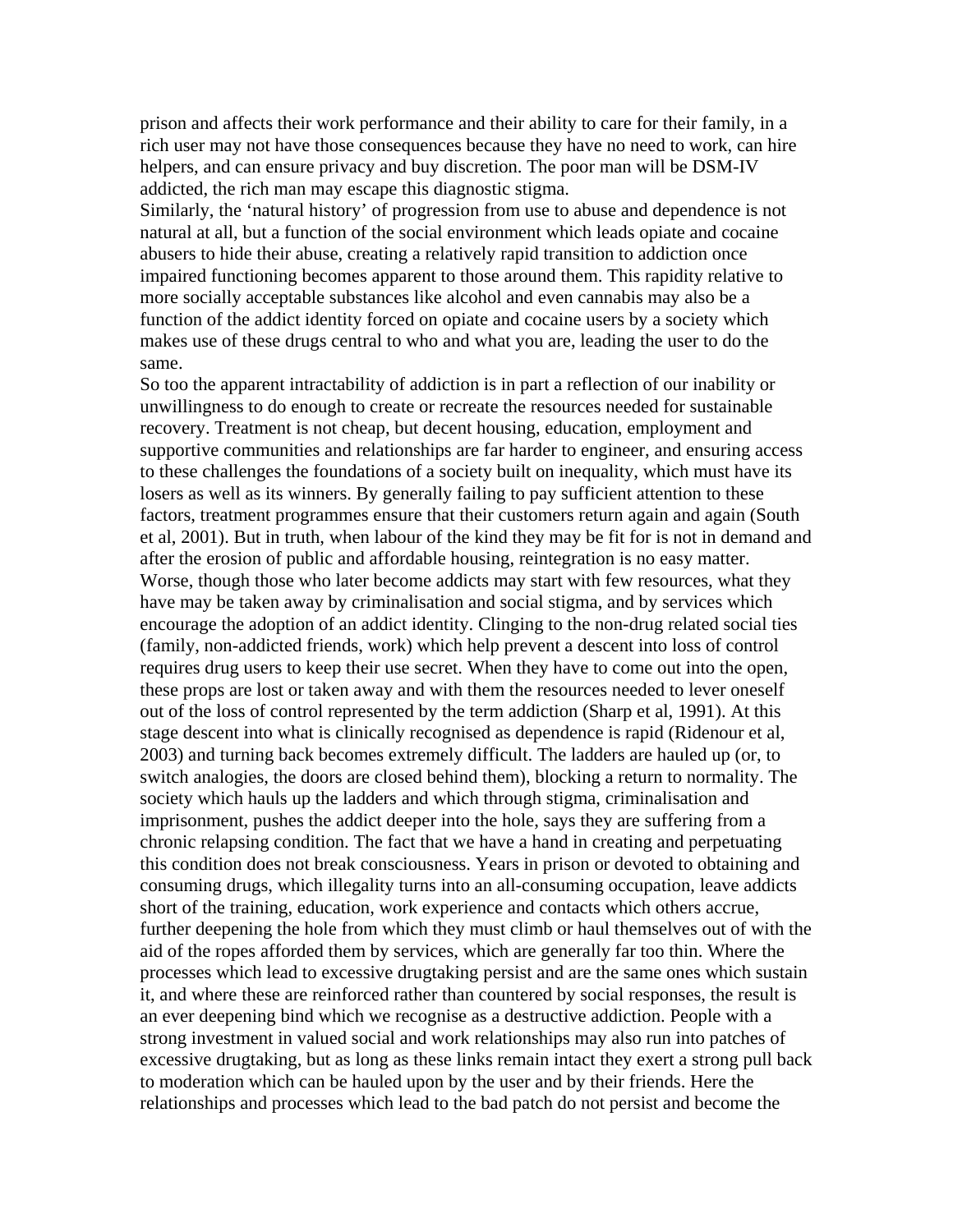prison and affects their work performance and their ability to care for their family, in a rich user may not have those consequences because they have no need to work, can hire helpers, and can ensure privacy and buy discretion. The poor man will be DSM-IV addicted, the rich man may escape this diagnostic stigma.

Similarly, the 'natural history' of progression from use to abuse and dependence is not natural at all, but a function of the social environment which leads opiate and cocaine abusers to hide their abuse, creating a relatively rapid transition to addiction once impaired functioning becomes apparent to those around them. This rapidity relative to more socially acceptable substances like alcohol and even cannabis may also be a function of the addict identity forced on opiate and cocaine users by a society which makes use of these drugs central to who and what you are, leading the user to do the same.

So too the apparent intractability of addiction is in part a reflection of our inability or unwillingness to do enough to create or recreate the resources needed for sustainable recovery. Treatment is not cheap, but decent housing, education, employment and supportive communities and relationships are far harder to engineer, and ensuring access to these challenges the foundations of a society built on inequality, which must have its losers as well as its winners. By generally failing to pay sufficient attention to these factors, treatment programmes ensure that their customers return again and again (South et al, 2001). But in truth, when labour of the kind they may be fit for is not in demand and after the erosion of public and affordable housing, reintegration is no easy matter. Worse, though those who later become addicts may start with few resources, what they have may be taken away by criminalisation and social stigma, and by services which encourage the adoption of an addict identity. Clinging to the non-drug related social ties (family, non-addicted friends, work) which help prevent a descent into loss of control requires drug users to keep their use secret. When they have to come out into the open, these props are lost or taken away and with them the resources needed to lever oneself out of the loss of control represented by the term addiction (Sharp et al, 1991). At this stage descent into what is clinically recognised as dependence is rapid (Ridenour et al, 2003) and turning back becomes extremely difficult. The ladders are hauled up (or, to switch analogies, the doors are closed behind them), blocking a return to normality. The society which hauls up the ladders and which through stigma, criminalisation and imprisonment, pushes the addict deeper into the hole, says they are suffering from a chronic relapsing condition. The fact that we have a hand in creating and perpetuating this condition does not break consciousness. Years in prison or devoted to obtaining and consuming drugs, which illegality turns into an all-consuming occupation, leave addicts short of the training, education, work experience and contacts which others accrue, further deepening the hole from which they must climb or haul themselves out of with the aid of the ropes afforded them by services, which are generally far too thin. Where the processes which lead to excessive drugtaking persist and are the same ones which sustain it, and where these are reinforced rather than countered by social responses, the result is an ever deepening bind which we recognise as a destructive addiction. People with a strong investment in valued social and work relationships may also run into patches of excessive drugtaking, but as long as these links remain intact they exert a strong pull back to moderation which can be hauled upon by the user and by their friends. Here the relationships and processes which lead to the bad patch do not persist and become the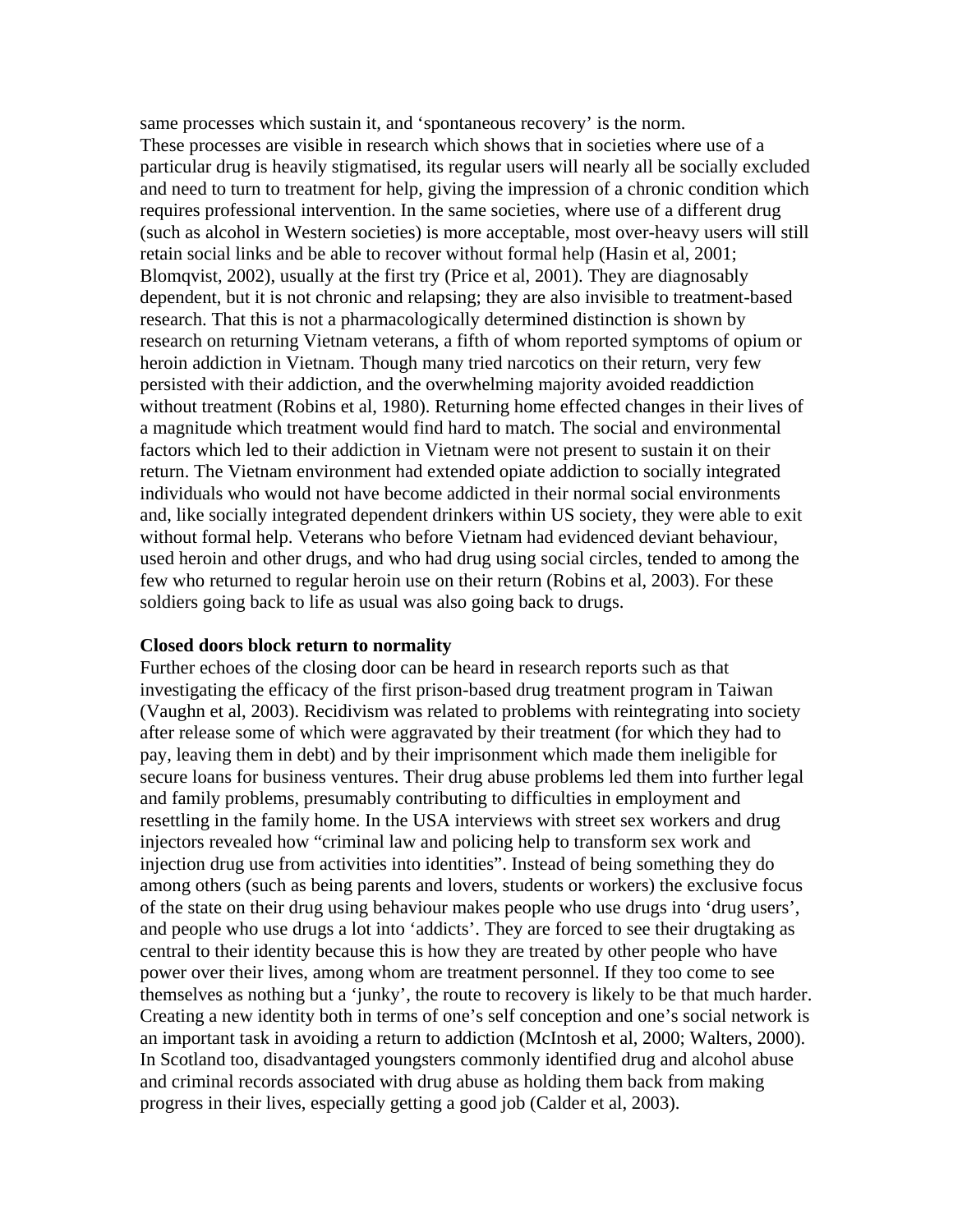same processes which sustain it, and 'spontaneous recovery' is the norm.
These processes are visible in research which shows that in societies where use of a particular drug is heavily stigmatised, its regular users will nearly all be socially excluded and need to turn to treatment for help, giving the impression of a chronic condition which requires professional intervention. In the same societies, where use of a different drug (such as alcohol in Western societies) is more acceptable, most over-heavy users will still retain social links and be able to recover without formal help (Hasin et al, 2001; Blomqvist, 2002), usually at the first try (Price et al, 2001). They are diagnosably dependent, but it is not chronic and relapsing; they are also invisible to treatment-based research. That this is not a pharmacologically determined distinction is shown by research on returning Vietnam veterans, a fifth of whom reported symptoms of opium or heroin addiction in Vietnam. Though many tried narcotics on their return, very few persisted with their addiction, and the overwhelming majority avoided readdiction without treatment (Robins et al, 1980). Returning home effected changes in their lives of a magnitude which treatment would find hard to match. The social and environmental factors which led to their addiction in Vietnam were not present to sustain it on their return. The Vietnam environment had extended opiate addiction to socially integrated individuals who would not have become addicted in their normal social environments and, like socially integrated dependent drinkers within US society, they were able to exit without formal help. Veterans who before Vietnam had evidenced deviant behaviour, used heroin and other drugs, and who had drug using social circles, tended to among the few who returned to regular heroin use on their return (Robins et al, 2003). For these soldiers going back to life as usual was also going back to drugs.

**Closed doors block return to normality**

Further echoes of the closing door can be heard in research reports such as that investigating the efficacy of the first prison-based drug treatment program in Taiwan (Vaughn et al, 2003). Recidivism was related to problems with reintegrating into society after release some of which were aggravated by their treatment (for which they had to pay, leaving them in debt) and by their imprisonment which made them ineligible for secure loans for business ventures. Their drug abuse problems led them into further legal and family problems, presumably contributing to difficulties in employment and resettling in the family home. In the USA interviews with street sex workers and drug injectors revealed how "criminal law and policing help to transform sex work and injection drug use from activities into identities". Instead of being something they do among others (such as being parents and lovers, students or workers) the exclusive focus of the state on their drug using behaviour makes people who use drugs into 'drug users', and people who use drugs a lot into 'addicts'. They are forced to see their drugtaking as central to their identity because this is how they are treated by other people who have power over their lives, among whom are treatment personnel. If they too come to see themselves as nothing but a 'junky', the route to recovery is likely to be that much harder. Creating a new identity both in terms of one's self conception and one's social network is an important task in avoiding a return to addiction (McIntosh et al, 2000; Walters, 2000). In Scotland too, disadvantaged youngsters commonly identified drug and alcohol abuse and criminal records associated with drug abuse as holding them back from making progress in their lives, especially getting a good job (Calder et al, 2003).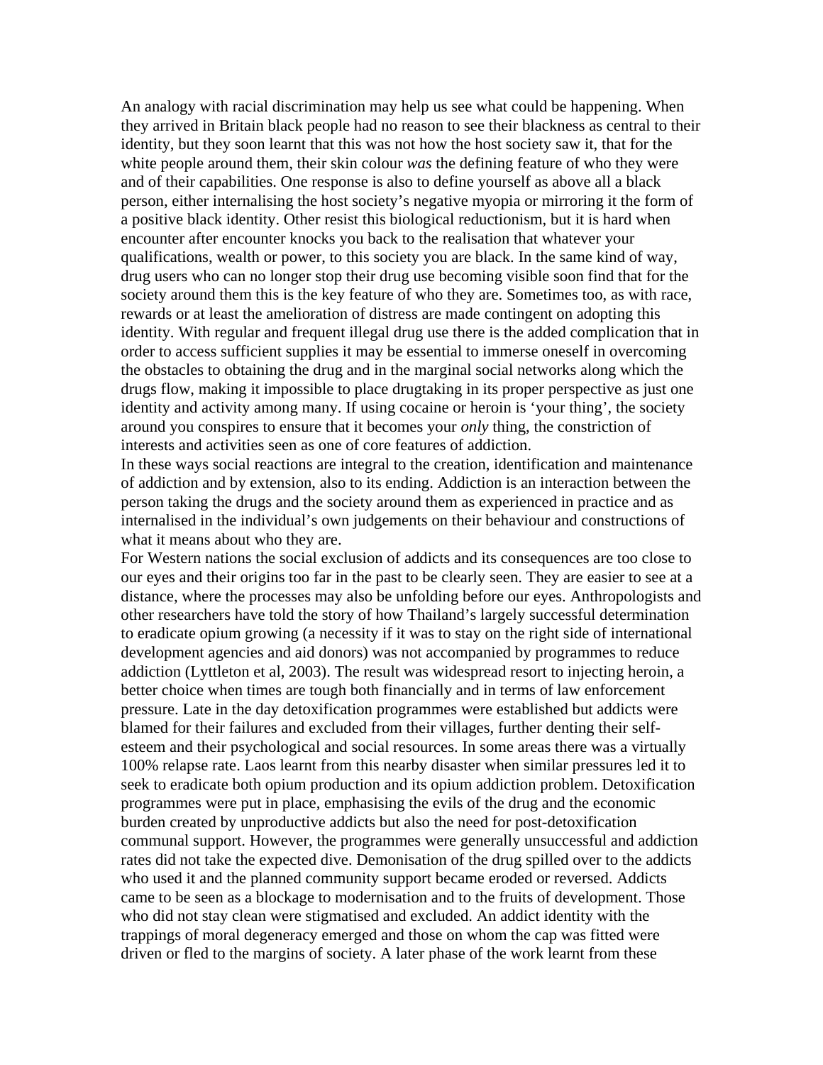An analogy with racial discrimination may help us see what could be happening. When they arrived in Britain black people had no reason to see their blackness as central to their identity, but they soon learnt that this was not how the host society saw it, that for the white people around them, their skin colour *was* the defining feature of who they were and of their capabilities. One response is also to define yourself as above all a black person, either internalising the host society's negative myopia or mirroring it the form of a positive black identity. Other resist this biological reductionism, but it is hard when encounter after encounter knocks you back to the realisation that whatever your qualifications, wealth or power, to this society you are black. In the same kind of way, drug users who can no longer stop their drug use becoming visible soon find that for the society around them this is the key feature of who they are. Sometimes too, as with race, rewards or at least the amelioration of distress are made contingent on adopting this identity. With regular and frequent illegal drug use there is the added complication that in order to access sufficient supplies it may be essential to immerse oneself in overcoming the obstacles to obtaining the drug and in the marginal social networks along which the drugs flow, making it impossible to place drugtaking in its proper perspective as just one identity and activity among many. If using cocaine or heroin is 'your thing', the society around you conspires to ensure that it becomes your *only* thing, the constriction of interests and activities seen as one of core features of addiction.

In these ways social reactions are integral to the creation, identification and maintenance of addiction and by extension, also to its ending. Addiction is an interaction between the person taking the drugs and the society around them as experienced in practice and as internalised in the individual's own judgements on their behaviour and constructions of what it means about who they are.

For Western nations the social exclusion of addicts and its consequences are too close to our eyes and their origins too far in the past to be clearly seen. They are easier to see at a distance, where the processes may also be unfolding before our eyes. Anthropologists and other researchers have told the story of how Thailand's largely successful determination to eradicate opium growing (a necessity if it was to stay on the right side of international development agencies and aid donors) was not accompanied by programmes to reduce addiction (Lyttleton et al, 2003). The result was widespread resort to injecting heroin, a better choice when times are tough both financially and in terms of law enforcement pressure. Late in the day detoxification programmes were established but addicts were blamed for their failures and excluded from their villages, further denting their self-esteem and their psychological and social resources. In some areas there was a virtually 100% relapse rate. Laos learnt from this nearby disaster when similar pressures led it to seek to eradicate both opium production and its opium addiction problem. Detoxification programmes were put in place, emphasising the evils of the drug and the economic burden created by unproductive addicts but also the need for post-detoxification communal support. However, the programmes were generally unsuccessful and addiction rates did not take the expected dive. Demonisation of the drug spilled over to the addicts who used it and the planned community support became eroded or reversed. Addicts came to be seen as a blockage to modernisation and to the fruits of development. Those who did not stay clean were stigmatised and excluded. An addict identity with the trappings of moral degeneracy emerged and those on whom the cap was fitted were driven or fled to the margins of society. A later phase of the work learnt from these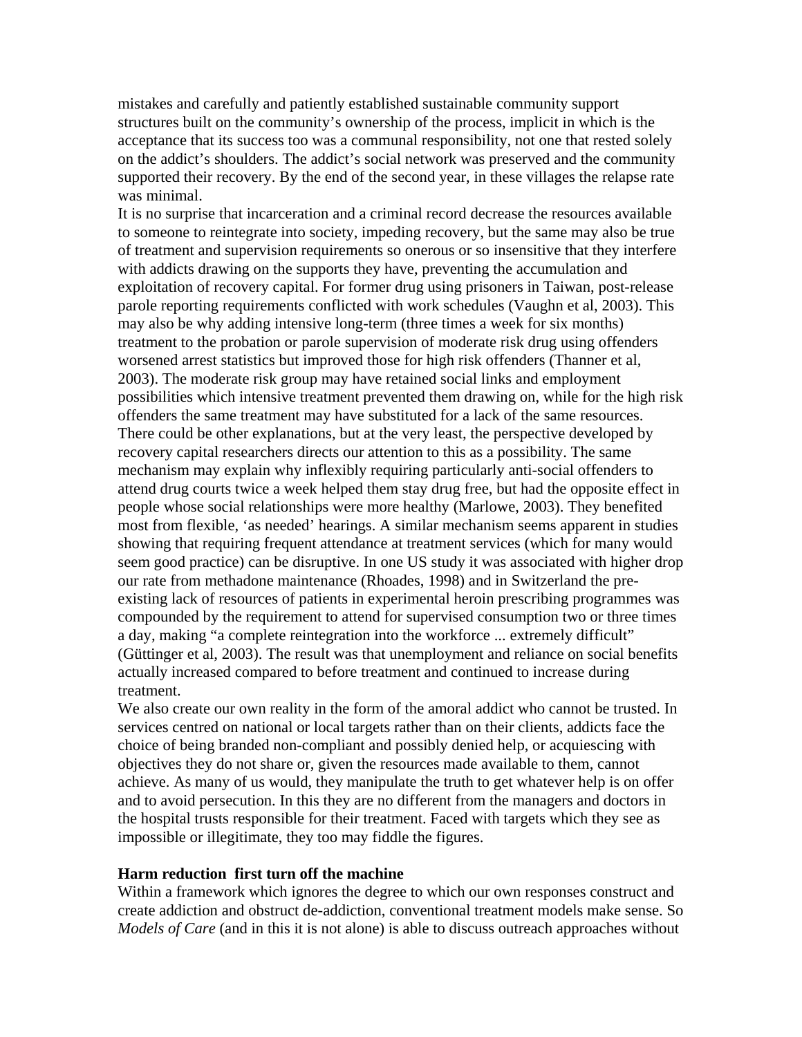mistakes and carefully and patiently established sustainable community support structures built on the community's ownership of the process, implicit in which is the acceptance that its success too was a communal responsibility, not one that rested solely on the addict's shoulders. The addict's social network was preserved and the community supported their recovery. By the end of the second year, in these villages the relapse rate was minimal.

It is no surprise that incarceration and a criminal record decrease the resources available to someone to reintegrate into society, impeding recovery, but the same may also be true of treatment and supervision requirements so onerous or so insensitive that they interfere with addicts drawing on the supports they have, preventing the accumulation and exploitation of recovery capital. For former drug using prisoners in Taiwan, post-release parole reporting requirements conflicted with work schedules (Vaughn et al, 2003). This may also be why adding intensive long-term (three times a week for six months) treatment to the probation or parole supervision of moderate risk drug using offenders worsened arrest statistics but improved those for high risk offenders (Thanner et al, 2003). The moderate risk group may have retained social links and employment possibilities which intensive treatment prevented them drawing on, while for the high risk offenders the same treatment may have substituted for a lack of the same resources. There could be other explanations, but at the very least, the perspective developed by recovery capital researchers directs our attention to this as a possibility. The same mechanism may explain why inflexibly requiring particularly anti-social offenders to attend drug courts twice a week helped them stay drug free, but had the opposite effect in people whose social relationships were more healthy (Marlowe, 2003). They benefited most from flexible, 'as needed' hearings. A similar mechanism seems apparent in studies showing that requiring frequent attendance at treatment services (which for many would seem good practice) can be disruptive. In one US study it was associated with higher drop our rate from methadone maintenance (Rhoades, 1998) and in Switzerland the pre-existing lack of resources of patients in experimental heroin prescribing programmes was compounded by the requirement to attend for supervised consumption two or three times a day, making "a complete reintegration into the workforce ... extremely difficult" (Güttinger et al, 2003). The result was that unemployment and reliance on social benefits actually increased compared to before treatment and continued to increase during treatment.

We also create our own reality in the form of the amoral addict who cannot be trusted. In services centred on national or local targets rather than on their clients, addicts face the choice of being branded non-compliant and possibly denied help, or acquiescing with objectives they do not share or, given the resources made available to them, cannot achieve. As many of us would, they manipulate the truth to get whatever help is on offer and to avoid persecution. In this they are no different from the managers and doctors in the hospital trusts responsible for their treatment. Faced with targets which they see as impossible or illegitimate, they too may fiddle the figures.

**Harm reduction  first turn off the machine**

Within a framework which ignores the degree to which our own responses construct and create addiction and obstruct de-addiction, conventional treatment models make sense. So *Models of Care* (and in this it is not alone) is able to discuss outreach approaches without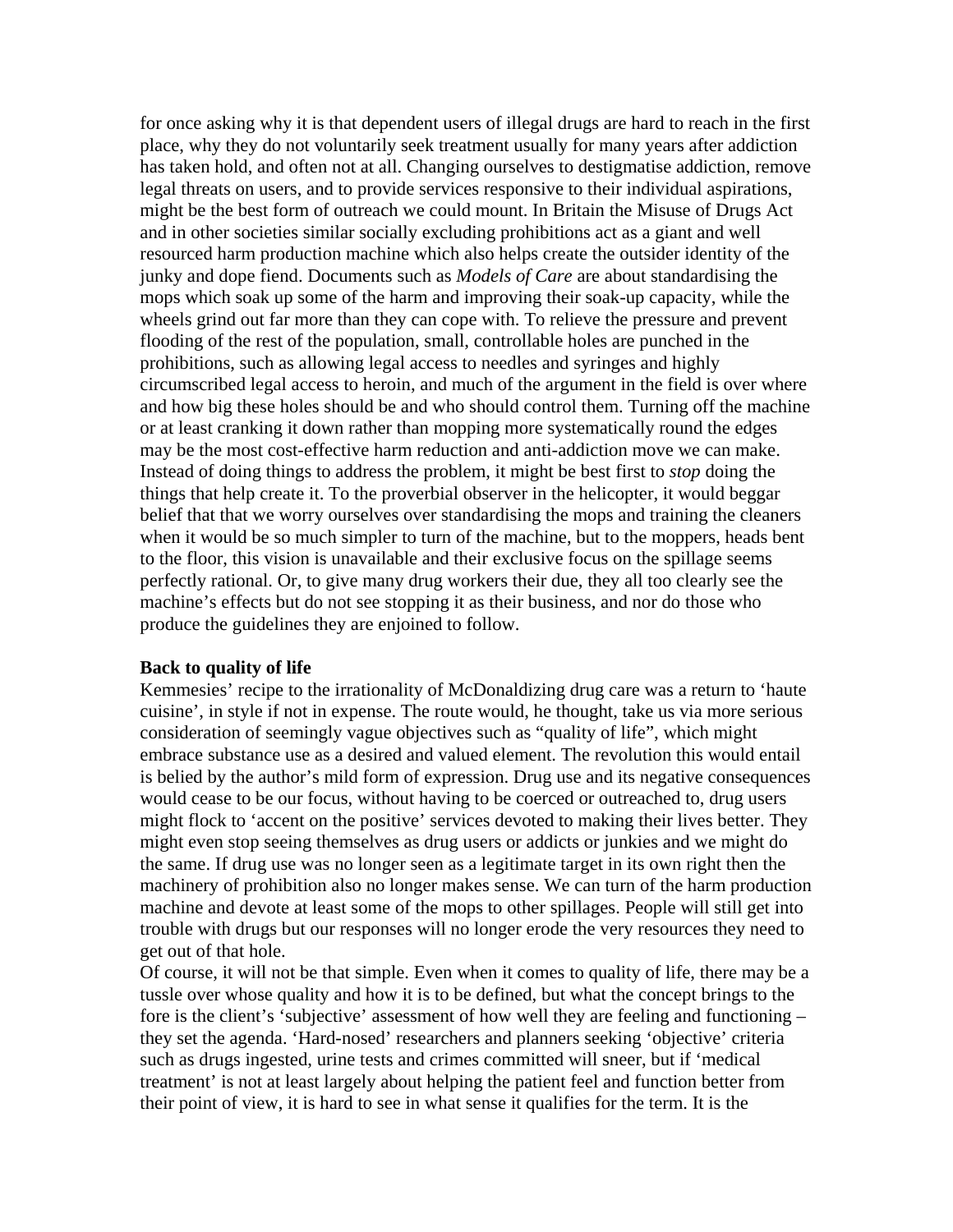for once asking why it is that dependent users of illegal drugs are hard to reach in the first place, why they do not voluntarily seek treatment usually for many years after addiction has taken hold, and often not at all. Changing ourselves to destigmatise addiction, remove legal threats on users, and to provide services responsive to their individual aspirations, might be the best form of outreach we could mount. In Britain the Misuse of Drugs Act and in other societies similar socially excluding prohibitions act as a giant and well resourced harm production machine which also helps create the outsider identity of the junky and dope fiend. Documents such as *Models of Care* are about standardising the mops which soak up some of the harm and improving their soak-up capacity, while the wheels grind out far more than they can cope with. To relieve the pressure and prevent flooding of the rest of the population, small, controllable holes are punched in the prohibitions, such as allowing legal access to needles and syringes and highly circumscribed legal access to heroin, and much of the argument in the field is over where and how big these holes should be and who should control them. Turning off the machine or at least cranking it down rather than mopping more systematically round the edges may be the most cost-effective harm reduction and anti-addiction move we can make. Instead of doing things to address the problem, it might be best first to *stop* doing the things that help create it. To the proverbial observer in the helicopter, it would beggar belief that that we worry ourselves over standardising the mops and training the cleaners when it would be so much simpler to turn of the machine, but to the moppers, heads bent to the floor, this vision is unavailable and their exclusive focus on the spillage seems perfectly rational. Or, to give many drug workers their due, they all too clearly see the machine's effects but do not see stopping it as their business, and nor do those who produce the guidelines they are enjoined to follow.

**Back to quality of life**

Kemmesies' recipe to the irrationality of McDonaldizing drug care was a return to 'haute cuisine', in style if not in expense. The route would, he thought, take us via more serious consideration of seemingly vague objectives such as "quality of life", which might embrace substance use as a desired and valued element. The revolution this would entail is belied by the author's mild form of expression. Drug use and its negative consequences would cease to be our focus, without having to be coerced or outreached to, drug users might flock to 'accent on the positive' services devoted to making their lives better. They might even stop seeing themselves as drug users or addicts or junkies and we might do the same. If drug use was no longer seen as a legitimate target in its own right then the machinery of prohibition also no longer makes sense. We can turn of the harm production machine and devote at least some of the mops to other spillages. People will still get into trouble with drugs but our responses will no longer erode the very resources they need to get out of that hole.

Of course, it will not be that simple. Even when it comes to quality of life, there may be a tussle over whose quality and how it is to be defined, but what the concept brings to the fore is the client's 'subjective' assessment of how well they are feeling and functioning – they set the agenda. 'Hard-nosed' researchers and planners seeking 'objective' criteria such as drugs ingested, urine tests and crimes committed will sneer, but if 'medical treatment' is not at least largely about helping the patient feel and function better from their point of view, it is hard to see in what sense it qualifies for the term. It is the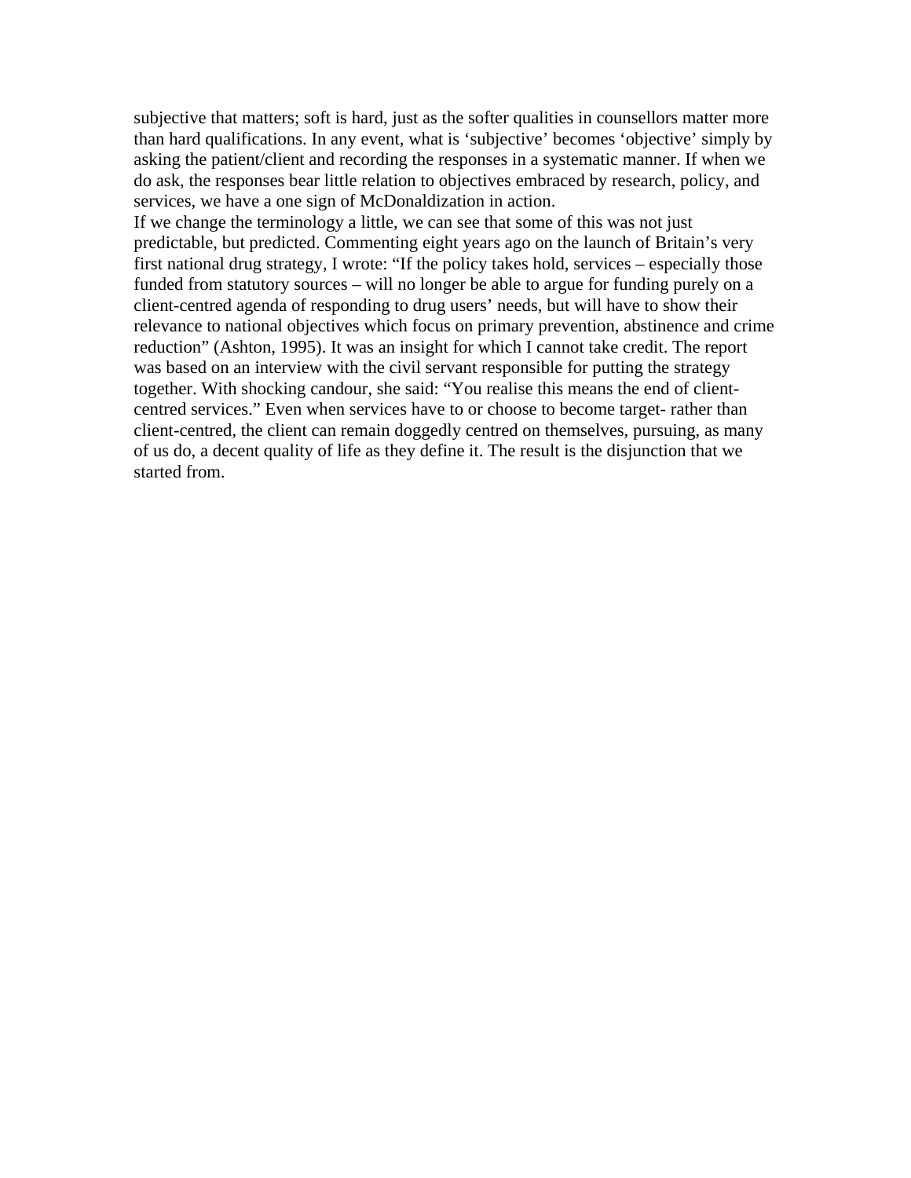subjective that matters; soft is hard, just as the softer qualities in counsellors matter more than hard qualifications. In any event, what is 'subjective' becomes 'objective' simply by asking the patient/client and recording the responses in a systematic manner. If when we do ask, the responses bear little relation to objectives embraced by research, policy, and services, we have a one sign of McDonaldization in action.

If we change the terminology a little, we can see that some of this was not just predictable, but predicted. Commenting eight years ago on the launch of Britain's very first national drug strategy, I wrote: "If the policy takes hold, services – especially those funded from statutory sources – will no longer be able to argue for funding purely on a client-centred agenda of responding to drug users' needs, but will have to show their relevance to national objectives which focus on primary prevention, abstinence and crime reduction" (Ashton, 1995). It was an insight for which I cannot take credit. The report was based on an interview with the civil servant responsible for putting the strategy together. With shocking candour, she said: "You realise this means the end of client-centred services." Even when services have to or choose to become target- rather than client-centred, the client can remain doggedly centred on themselves, pursuing, as many of us do, a decent quality of life as they define it. The result is the disjunction that we started from.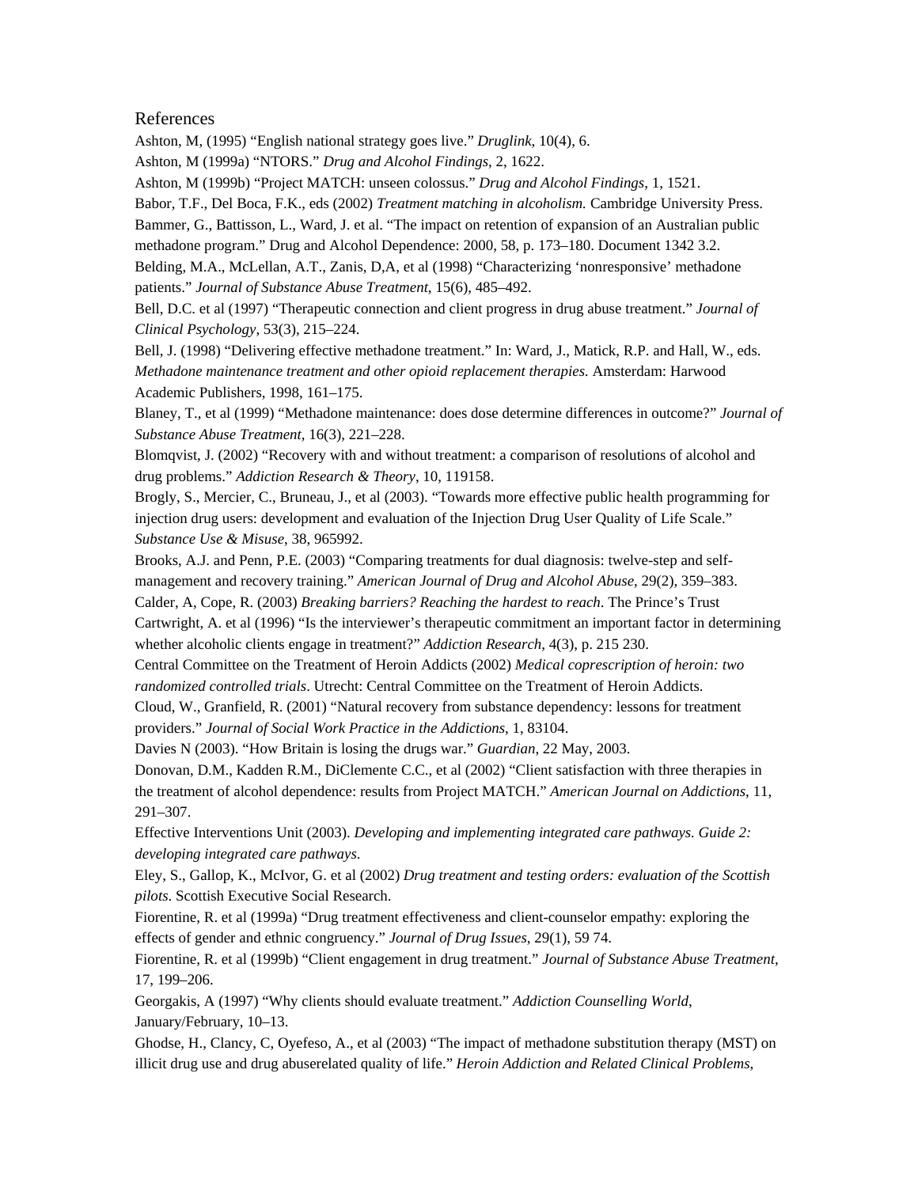## References

Ashton, M, (1995) "English national strategy goes live." *Druglink*, 10(4), 6.

Ashton, M (1999a) "NTORS." *Drug and Alcohol Findings*, 2, 1622.

Ashton, M (1999b) "Project MATCH: unseen colossus." *Drug and Alcohol Findings*, 1, 1521.

Babor, T.F., Del Boca, F.K., eds (2002) *Treatment matching in alcoholism.* Cambridge University Press.

Bammer, G., Battisson, L., Ward, J. et al. "The impact on retention of expansion of an Australian public methadone program." Drug and Alcohol Dependence: 2000, 58, p. 173–180. Document 1342 3.2.

Belding, M.A., McLellan, A.T., Zanis, D,A, et al (1998) "Characterizing 'nonresponsive' methadone patients." *Journal of Substance Abuse Treatment*, 15(6), 485–492.

Bell, D.C. et al (1997) "Therapeutic connection and client progress in drug abuse treatment." *Journal of Clinical Psychology*, 53(3), 215–224.

Bell, J. (1998) "Delivering effective methadone treatment." In: Ward, J., Matick, R.P. and Hall, W., eds. *Methadone maintenance treatment and other opioid replacement therapies.* Amsterdam: Harwood Academic Publishers, 1998, 161–175.

Blaney, T., et al (1999) "Methadone maintenance: does dose determine differences in outcome?" *Journal of Substance Abuse Treatment*, 16(3), 221–228.

Blomqvist, J. (2002) "Recovery with and without treatment: a comparison of resolutions of alcohol and drug problems." *Addiction Research & Theory*, 10, 119158.

Brogly, S., Mercier, C., Bruneau, J., et al (2003). "Towards more effective public health programming for injection drug users: development and evaluation of the Injection Drug User Quality of Life Scale." *Substance Use & Misuse*, 38, 965992.

Brooks, A.J. and Penn, P.E. (2003) "Comparing treatments for dual diagnosis: twelve-step and self-management and recovery training." *American Journal of Drug and Alcohol Abuse*, 29(2), 359–383.

Calder, A, Cope, R. (2003) *Breaking barriers? Reaching the hardest to reach*. The Prince's Trust

Cartwright, A. et al (1996) "Is the interviewer's therapeutic commitment an important factor in determining whether alcoholic clients engage in treatment?" *Addiction Research*, 4(3), p. 215 230.

Central Committee on the Treatment of Heroin Addicts (2002) *Medical coprescription of heroin: two randomized controlled trials*. Utrecht: Central Committee on the Treatment of Heroin Addicts.

Cloud, W., Granfield, R. (2001) "Natural recovery from substance dependency: lessons for treatment providers." *Journal of Social Work Practice in the Addictions*, 1, 83104.

Davies N (2003). "How Britain is losing the drugs war." *Guardian*, 22 May, 2003.

Donovan, D.M., Kadden R.M., DiClemente C.C., et al (2002) "Client satisfaction with three therapies in the treatment of alcohol dependence: results from Project MATCH." *American Journal on Addictions*, 11, 291–307.

Effective Interventions Unit (2003). *Developing and implementing integrated care pathways. Guide 2: developing integrated care pathways.*

Eley, S., Gallop, K., McIvor, G. et al (2002) *Drug treatment and testing orders: evaluation of the Scottish pilots*. Scottish Executive Social Research.

Fiorentine, R. et al (1999a) "Drug treatment effectiveness and client-counselor empathy: exploring the effects of gender and ethnic congruency." *Journal of Drug Issues*, 29(1), 59 74.

Fiorentine, R. et al (1999b) "Client engagement in drug treatment." *Journal of Substance Abuse Treatment*, 17, 199–206.

Georgakis, A (1997) "Why clients should evaluate treatment." *Addiction Counselling World*, January/February, 10–13.

Ghodse, H., Clancy, C, Oyefeso, A., et al (2003) "The impact of methadone substitution therapy (MST) on illicit drug use and drug abuserelated quality of life." *Heroin Addiction and Related Clinical Problems*,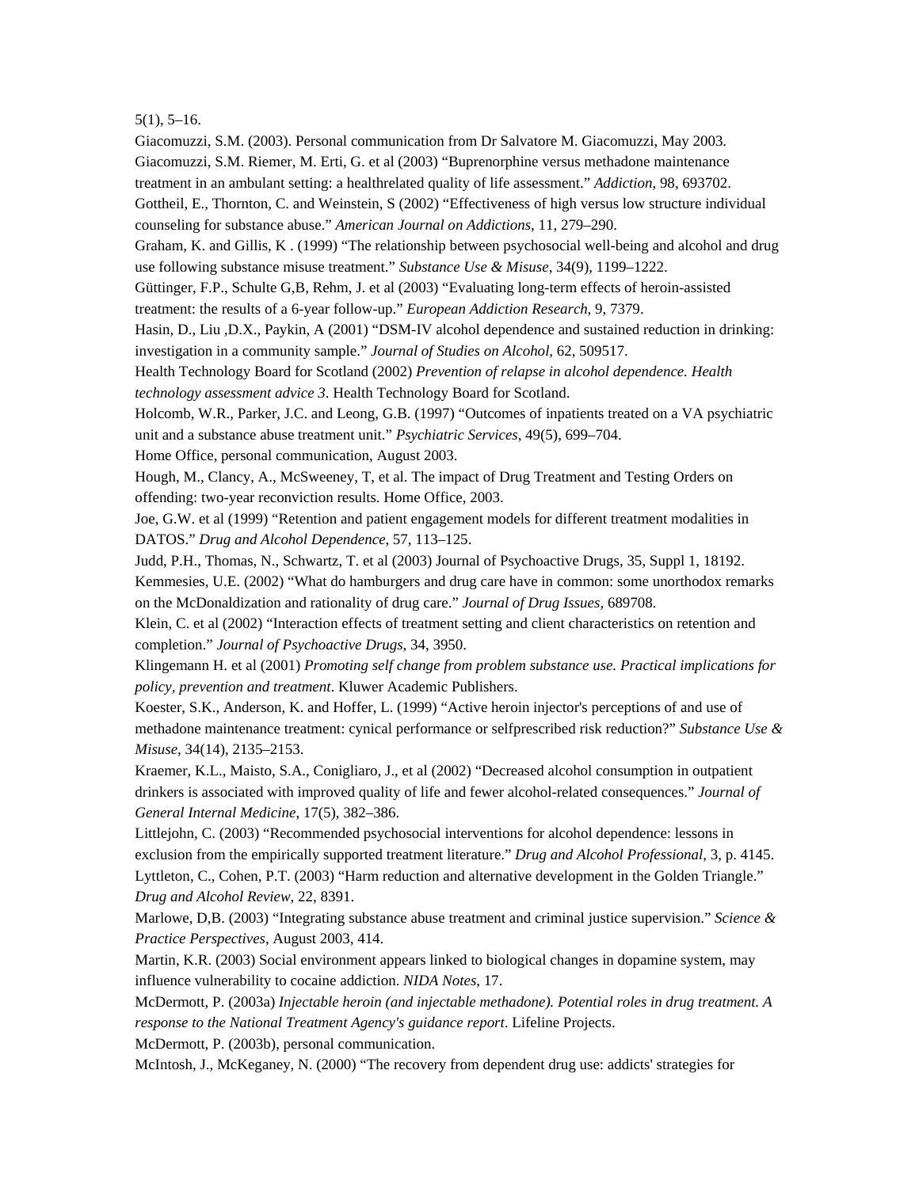5(1), 5–16.

Giacomuzzi, S.M. (2003). Personal communication from Dr Salvatore M. Giacomuzzi, May 2003.

Giacomuzzi, S.M. Riemer, M. Erti, G. et al (2003) "Buprenorphine versus methadone maintenance treatment in an ambulant setting: a healthrelated quality of life assessment." *Addiction*, 98, 693702.

Gottheil, E., Thornton, C. and Weinstein, S (2002) "Effectiveness of high versus low structure individual counseling for substance abuse." *American Journal on Addictions*, 11, 279–290.

Graham, K. and Gillis, K . (1999) "The relationship between psychosocial well-being and alcohol and drug use following substance misuse treatment." *Substance Use & Misuse*, 34(9), 1199–1222.

Güttinger, F.P., Schulte G,B, Rehm, J. et al (2003) "Evaluating long-term effects of heroin-assisted treatment: the results of a 6-year follow-up." *European Addiction Research*, 9, 7379.

Hasin, D., Liu ,D.X., Paykin, A (2001) "DSM-IV alcohol dependence and sustained reduction in drinking: investigation in a community sample." *Journal of Studies on Alcohol*, 62, 509517.

Health Technology Board for Scotland (2002) *Prevention of relapse in alcohol dependence. Health technology assessment advice 3*. Health Technology Board for Scotland.

Holcomb, W.R., Parker, J.C. and Leong, G.B. (1997) "Outcomes of inpatients treated on a VA psychiatric unit and a substance abuse treatment unit." *Psychiatric Services*, 49(5), 699–704.

Home Office, personal communication, August 2003.

Hough, M., Clancy, A., McSweeney, T, et al. The impact of Drug Treatment and Testing Orders on offending: two-year reconviction results. Home Office, 2003.

Joe, G.W. et al (1999) "Retention and patient engagement models for different treatment modalities in DATOS." *Drug and Alcohol Dependence*, 57, 113–125.

Judd, P.H., Thomas, N., Schwartz, T. et al (2003) Journal of Psychoactive Drugs, 35, Suppl 1, 18192.

Kemmesies, U.E. (2002) "What do hamburgers and drug care have in common: some unorthodox remarks on the McDonaldization and rationality of drug care." *Journal of Drug Issues*, 689708.

Klein, C. et al (2002) "Interaction effects of treatment setting and client characteristics on retention and completion." *Journal of Psychoactive Drugs*, 34, 3950.

Klingemann H. et al (2001) *Promoting self change from problem substance use. Practical implications for policy, prevention and treatment*. Kluwer Academic Publishers.

Koester, S.K., Anderson, K. and Hoffer, L. (1999) "Active heroin injector's perceptions of and use of methadone maintenance treatment: cynical performance or selfprescribed risk reduction?" *Substance Use & Misuse*, 34(14), 2135–2153.

Kraemer, K.L., Maisto, S.A., Conigliaro, J., et al (2002) "Decreased alcohol consumption in outpatient drinkers is associated with improved quality of life and fewer alcohol-related consequences." *Journal of General Internal Medicine*, 17(5), 382–386.

Littlejohn, C. (2003) "Recommended psychosocial interventions for alcohol dependence: lessons in exclusion from the empirically supported treatment literature." *Drug and Alcohol Professional*, 3, p. 4145.

Lyttleton, C., Cohen, P.T. (2003) "Harm reduction and alternative development in the Golden Triangle." *Drug and Alcohol Review*, 22, 8391.

Marlowe, D,B. (2003) "Integrating substance abuse treatment and criminal justice supervision." *Science & Practice Perspectives*, August 2003, 414.

Martin, K.R. (2003) Social environment appears linked to biological changes in dopamine system, may influence vulnerability to cocaine addiction. *NIDA Notes*, 17.

McDermott, P. (2003a) *Injectable heroin (and injectable methadone). Potential roles in drug treatment. A response to the National Treatment Agency's guidance report*. Lifeline Projects.

McDermott, P. (2003b), personal communication.

McIntosh, J., McKeganey, N. (2000) "The recovery from dependent drug use: addicts' strategies for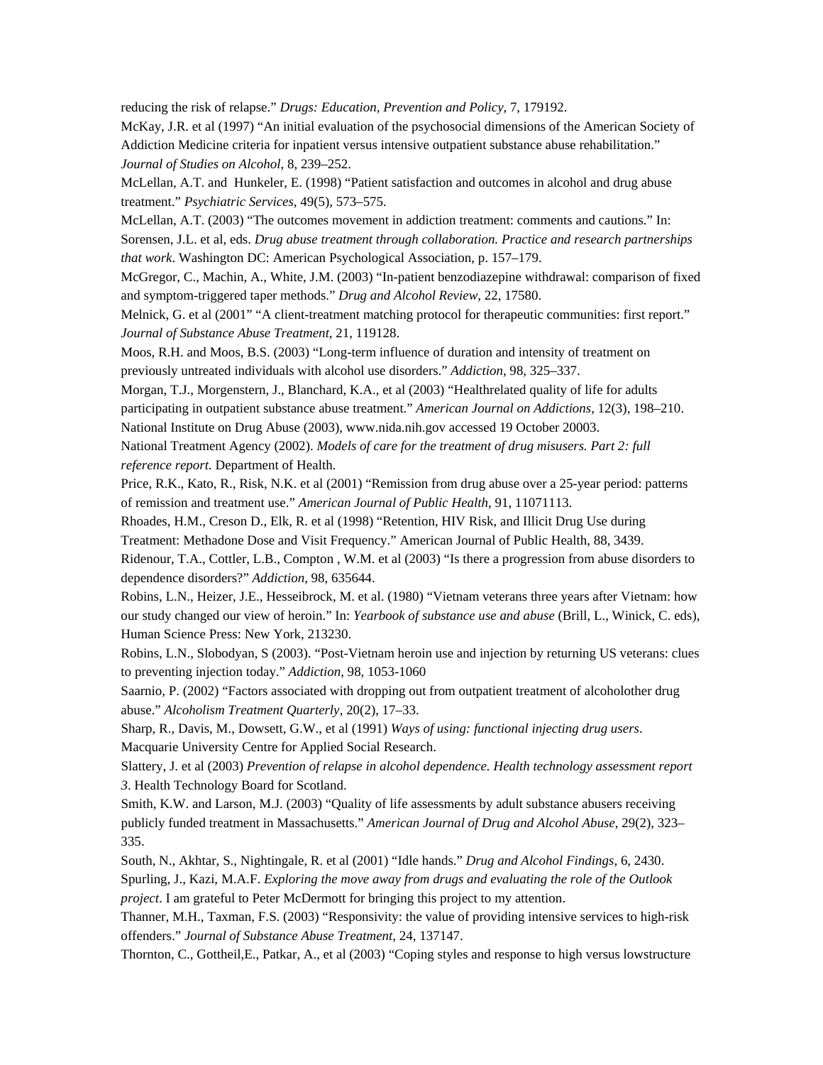reducing the risk of relapse." *Drugs: Education, Prevention and Policy*, 7, 179192.

McKay, J.R. et al (1997) "An initial evaluation of the psychosocial dimensions of the American Society of Addiction Medicine criteria for inpatient versus intensive outpatient substance abuse rehabilitation." *Journal of Studies on Alcohol*, 8, 239–252.

McLellan, A.T. and Hunkeler, E. (1998) "Patient satisfaction and outcomes in alcohol and drug abuse treatment." *Psychiatric Services*, 49(5), 573–575.

McLellan, A.T. (2003) "The outcomes movement in addiction treatment: comments and cautions." In: Sorensen, J.L. et al, eds. *Drug abuse treatment through collaboration. Practice and research partnerships that work*. Washington DC: American Psychological Association, p. 157–179.

McGregor, C., Machin, A., White, J.M. (2003) "In-patient benzodiazepine withdrawal: comparison of fixed and symptom-triggered taper methods." *Drug and Alcohol Review*, 22, 17580.

Melnick, G. et al (2001" "A client-treatment matching protocol for therapeutic communities: first report." *Journal of Substance Abuse Treatment*, 21, 119128.

Moos, R.H. and Moos, B.S. (2003) "Long-term influence of duration and intensity of treatment on previously untreated individuals with alcohol use disorders." *Addiction*, 98, 325–337.

Morgan, T.J., Morgenstern, J., Blanchard, K.A., et al (2003) "Healthrelated quality of life for adults participating in outpatient substance abuse treatment." *American Journal on Addictions*, 12(3), 198–210.

National Institute on Drug Abuse (2003), www.nida.nih.gov accessed 19 October 20003.

National Treatment Agency (2002). *Models of care for the treatment of drug misusers. Part 2: full reference report.* Department of Health.

Price, R.K., Kato, R., Risk, N.K. et al (2001) "Remission from drug abuse over a 25-year period: patterns of remission and treatment use." *American Journal of Public Health*, 91, 11071113.

Rhoades, H.M., Creson D., Elk, R. et al (1998) "Retention, HIV Risk, and Illicit Drug Use during Treatment: Methadone Dose and Visit Frequency." American Journal of Public Health, 88, 3439.

Ridenour, T.A., Cottler, L.B., Compton , W.M. et al (2003) "Is there a progression from abuse disorders to dependence disorders?" *Addiction*, 98, 635644.

Robins, L.N., Heizer, J.E., Hesseibrock, M. et al. (1980) "Vietnam veterans three years after Vietnam: how our study changed our view of heroin." In: *Yearbook of substance use and abuse* (Brill, L., Winick, C. eds), Human Science Press: New York, 213230.

Robins, L.N., Slobodyan, S (2003). "Post-Vietnam heroin use and injection by returning US veterans: clues to preventing injection today." *Addiction*, 98, 1053-1060

Saarnio, P. (2002) "Factors associated with dropping out from outpatient treatment of alcoholother drug abuse." *Alcoholism Treatment Quarterly*, 20(2), 17–33.

Sharp, R., Davis, M., Dowsett, G.W., et al (1991) *Ways of using: functional injecting drug users*. Macquarie University Centre for Applied Social Research.

Slattery, J. et al (2003) *Prevention of relapse in alcohol dependence. Health technology assessment report 3*. Health Technology Board for Scotland.

Smith, K.W. and Larson, M.J. (2003) "Quality of life assessments by adult substance abusers receiving publicly funded treatment in Massachusetts." *American Journal of Drug and Alcohol Abuse*, 29(2), 323–335.

South, N., Akhtar, S., Nightingale, R. et al (2001) "Idle hands." *Drug and Alcohol Findings*, 6, 2430.

Spurling, J., Kazi, M.A.F. *Exploring the move away from drugs and evaluating the role of the Outlook project*. I am grateful to Peter McDermott for bringing this project to my attention.

Thanner, M.H., Taxman, F.S. (2003) "Responsivity: the value of providing intensive services to high-risk offenders." *Journal of Substance Abuse Treatment*, 24, 137147.

Thornton, C., Gottheil,E., Patkar, A., et al (2003) "Coping styles and response to high versus lowstructure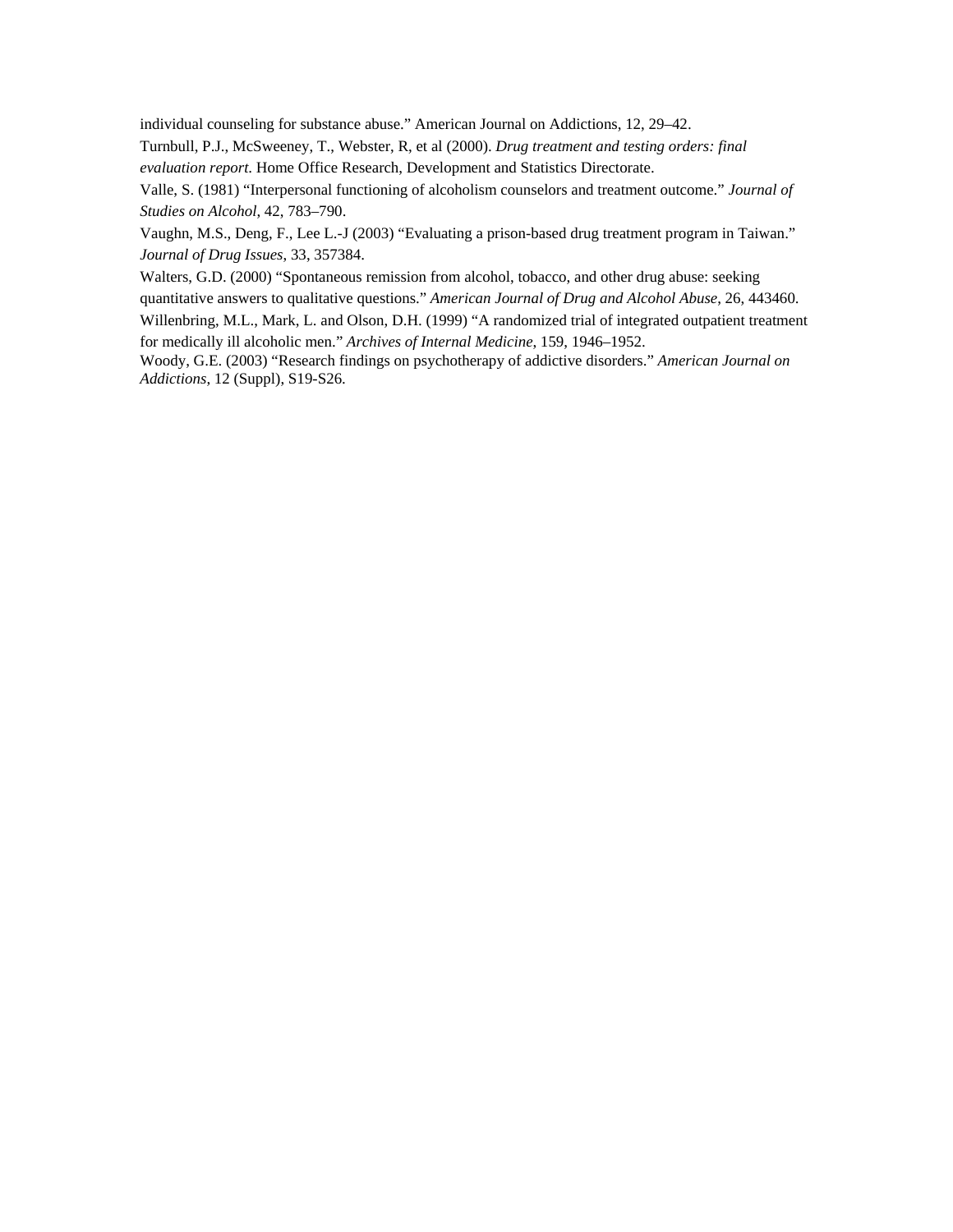individual counseling for substance abuse." American Journal on Addictions, 12, 29–42.

Turnbull, P.J., McSweeney, T., Webster, R, et al (2000). *Drug treatment and testing orders: final evaluation report.* Home Office Research, Development and Statistics Directorate.

Valle, S. (1981) "Interpersonal functioning of alcoholism counselors and treatment outcome." *Journal of Studies on Alcohol*, 42, 783–790.

Vaughn, M.S., Deng, F., Lee L.-J (2003) "Evaluating a prison-based drug treatment program in Taiwan." *Journal of Drug Issues*, 33, 357384.

Walters, G.D. (2000) "Spontaneous remission from alcohol, tobacco, and other drug abuse: seeking quantitative answers to qualitative questions." *American Journal of Drug and Alcohol Abuse*, 26, 443460.

Willenbring, M.L., Mark, L. and Olson, D.H. (1999) "A randomized trial of integrated outpatient treatment for medically ill alcoholic men." *Archives of Internal Medicine*, 159, 1946–1952.

Woody, G.E. (2003) "Research findings on psychotherapy of addictive disorders." *American Journal on Addictions*, 12 (Suppl), S19-S26.